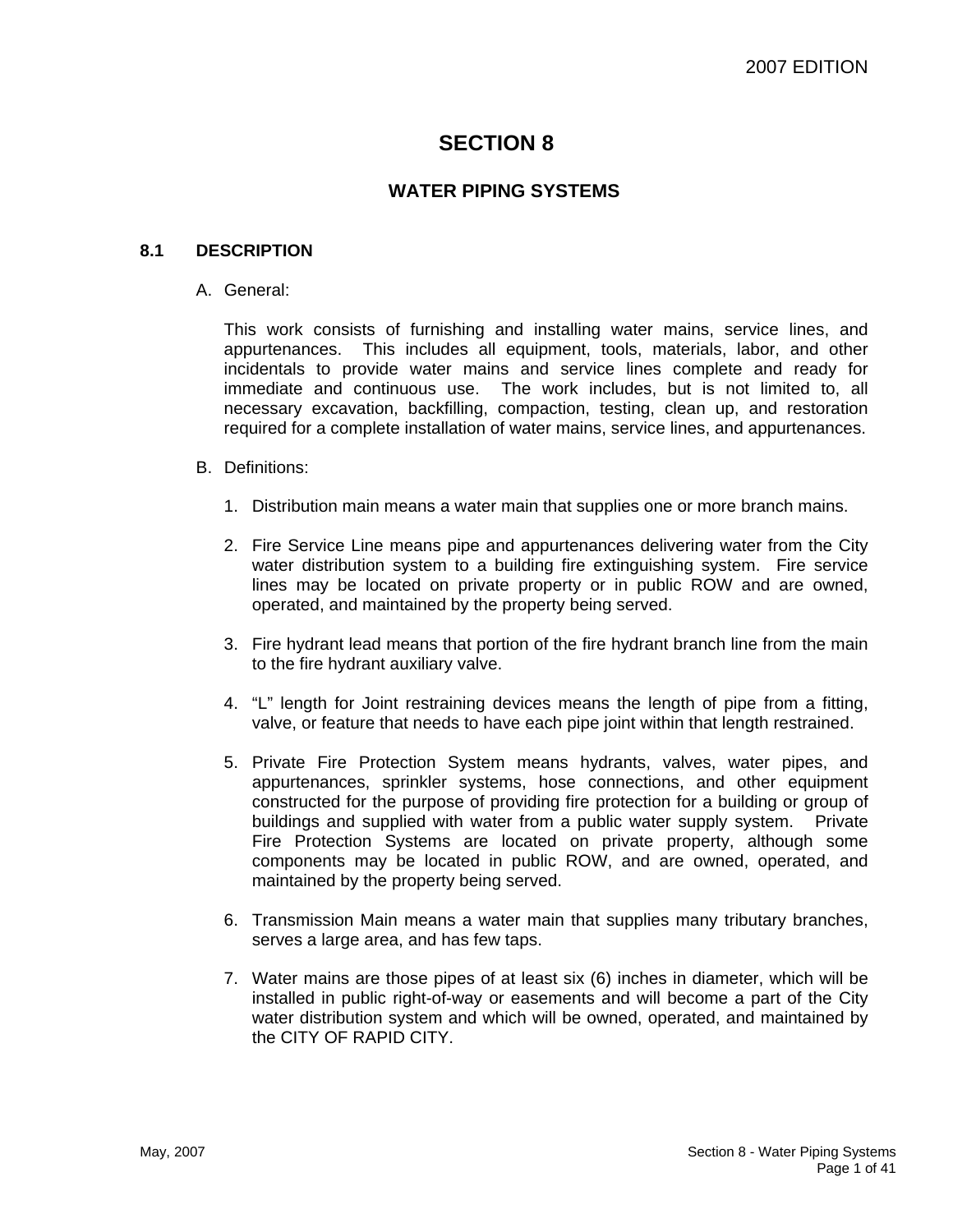2007 EDITION

# SECTION 8

## WATER PIPING SYSTEMS

### 8.1 DESCRIPTION

A. General:

This work consists of furnishing and installing water mains, service lines, and appurtenances. This includes all equipment, tools, materials, labor, and other incidentals to provide water mains and service lines complete and ready for immediate and continuous use. The work includes, but is not limited to, all necessary excavation, backfilling, compaction, testing, clean up, and restoration required for a complete installation of water mains, service lines, and appurtenances.

B. Definitions:

1. Distribution main means a water main that supplies one or more branch mains.

2. Fire Service Line means pipe and appurtenances delivering water from the City water distribution system to a building fire extinguishing system. Fire service lines may be located on private property or in public ROW and are owned, operated, and maintained by the property being served.

3. Fire hydrant lead means that portion of the fire hydrant branch line from the main to the fire hydrant auxiliary valve.

4. "L" length for Joint restraining devices means the length of pipe from a fitting, valve, or feature that needs to have each pipe joint within that length restrained.

5. Private Fire Protection System means hydrants, valves, water pipes, and appurtenances, sprinkler systems, hose connections, and other equipment constructed for the purpose of providing fire protection for a building or group of buildings and supplied with water from a public water supply system. Private Fire Protection Systems are located on private property, although some components may be located in public ROW, and are owned, operated, and maintained by the property being served.

6. Transmission Main means a water main that supplies many tributary branches, serves a large area, and has few taps.

7. Water mains are those pipes of at least six (6) inches in diameter, which will be installed in public right-of-way or easements and will become a part of the City water distribution system and which will be owned, operated, and maintained by the CITY OF RAPID CITY.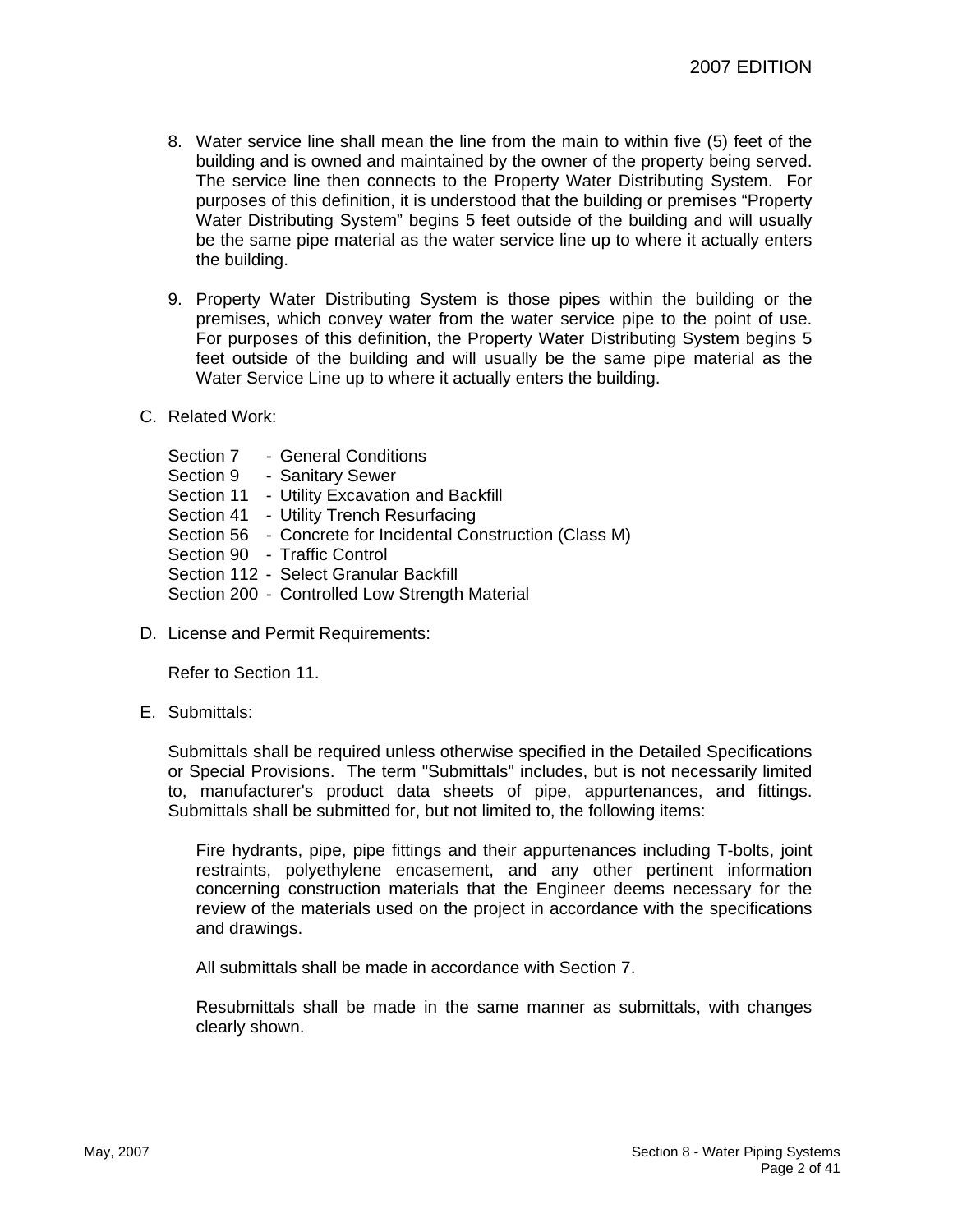8. Water service line shall mean the line from the main to within five (5) feet of the building and is owned and maintained by the owner of the property being served. The service line then connects to the Property Water Distributing System. For purposes of this definition, it is understood that the building or premises "Property Water Distributing System" begins 5 feet outside of the building and will usually be the same pipe material as the water service line up to where it actually enters the building.

9. Property Water Distributing System is those pipes within the building or the premises, which convey water from the water service pipe to the point of use. For purposes of this definition, the Property Water Distributing System begins 5 feet outside of the building and will usually be the same pipe material as the Water Service Line up to where it actually enters the building.

C. Related Work:

Section 7 - General Conditions
Section 9 - Sanitary Sewer
Section 11 - Utility Excavation and Backfill
Section 41 - Utility Trench Resurfacing
Section 56 - Concrete for Incidental Construction (Class M)
Section 90 - Traffic Control
Section 112 - Select Granular Backfill
Section 200 - Controlled Low Strength Material

D. License and Permit Requirements:

Refer to Section 11.

E. Submittals:

Submittals shall be required unless otherwise specified in the Detailed Specifications or Special Provisions. The term "Submittals" includes, but is not necessarily limited to, manufacturer's product data sheets of pipe, appurtenances, and fittings. Submittals shall be submitted for, but not limited to, the following items:

Fire hydrants, pipe, pipe fittings and their appurtenances including T-bolts, joint restraints, polyethylene encasement, and any other pertinent information concerning construction materials that the Engineer deems necessary for the review of the materials used on the project in accordance with the specifications and drawings.

All submittals shall be made in accordance with Section 7.

Resubmittals shall be made in the same manner as submittals, with changes clearly shown.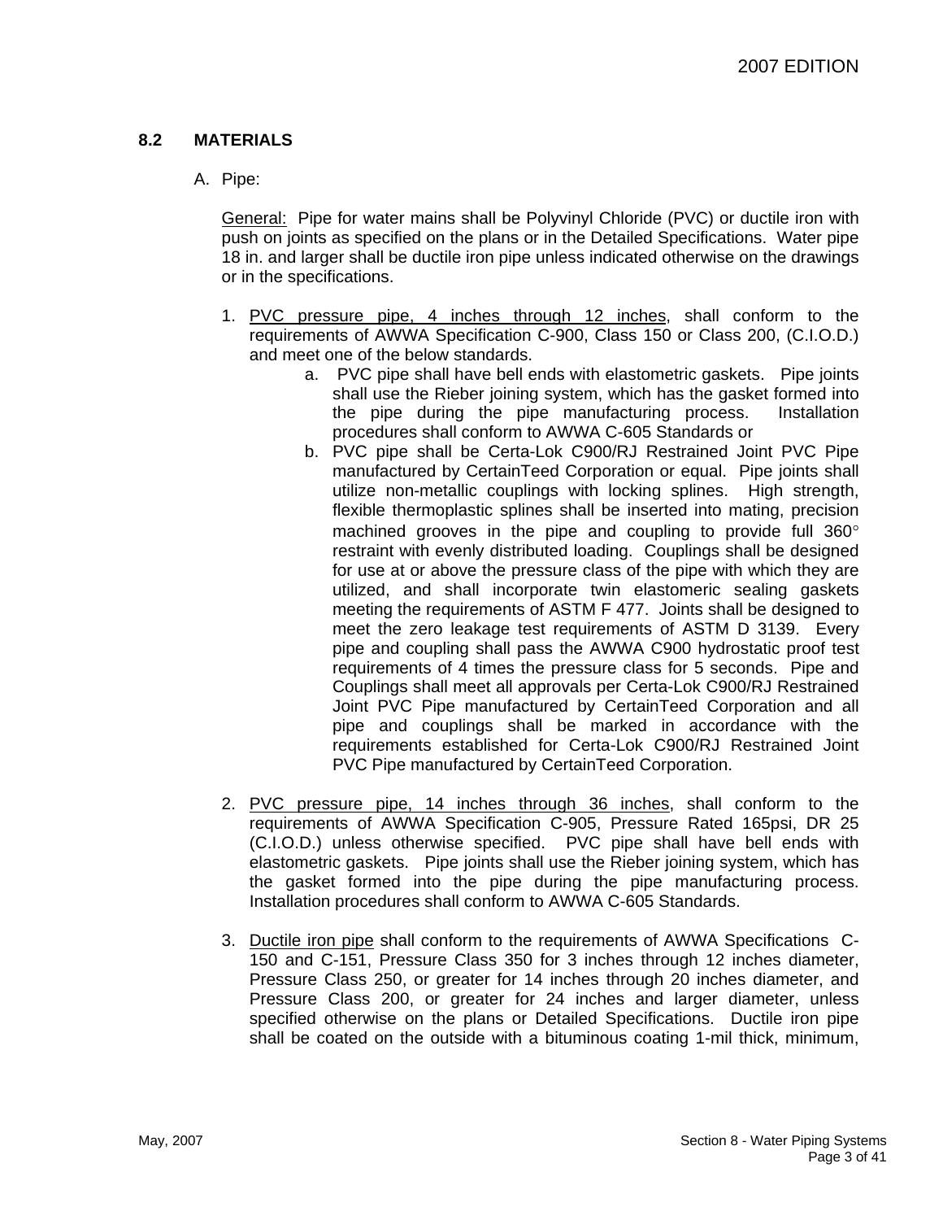## 8.2 MATERIALS

A. Pipe:

<u>General:</u> Pipe for water mains shall be Polyvinyl Chloride (PVC) or ductile iron with push on joints as specified on the plans or in the Detailed Specifications. Water pipe 18 in. and larger shall be ductile iron pipe unless indicated otherwise on the drawings or in the specifications.

1. <u>PVC pressure pipe, 4 inches through 12 inches</u>, shall conform to the requirements of AWWA Specification C-900, Class 150 or Class 200, (C.I.O.D.) and meet one of the below standards.
   a. PVC pipe shall have bell ends with elastometric gaskets. Pipe joints shall use the Rieber joining system, which has the gasket formed into the pipe during the pipe manufacturing process. Installation procedures shall conform to AWWA C-605 Standards or
   b. PVC pipe shall be Certa-Lok C900/RJ Restrained Joint PVC Pipe manufactured by CertainTeed Corporation or equal. Pipe joints shall utilize non-metallic couplings with locking splines. High strength, flexible thermoplastic splines shall be inserted into mating, precision machined grooves in the pipe and coupling to provide full 360° restraint with evenly distributed loading. Couplings shall be designed for use at or above the pressure class of the pipe with which they are utilized, and shall incorporate twin elastomeric sealing gaskets meeting the requirements of ASTM F 477. Joints shall be designed to meet the zero leakage test requirements of ASTM D 3139. Every pipe and coupling shall pass the AWWA C900 hydrostatic proof test requirements of 4 times the pressure class for 5 seconds. Pipe and Couplings shall meet all approvals per Certa-Lok C900/RJ Restrained Joint PVC Pipe manufactured by CertainTeed Corporation and all pipe and couplings shall be marked in accordance with the requirements established for Certa-Lok C900/RJ Restrained Joint PVC Pipe manufactured by CertainTeed Corporation.

2. <u>PVC pressure pipe, 14 inches through 36 inches</u>, shall conform to the requirements of AWWA Specification C-905, Pressure Rated 165psi, DR 25 (C.I.O.D.) unless otherwise specified. PVC pipe shall have bell ends with elastometric gaskets. Pipe joints shall use the Rieber joining system, which has the gasket formed into the pipe during the pipe manufacturing process. Installation procedures shall conform to AWWA C-605 Standards.

3. <u>Ductile iron pipe</u> shall conform to the requirements of AWWA Specifications C-150 and C-151, Pressure Class 350 for 3 inches through 12 inches diameter, Pressure Class 250, or greater for 14 inches through 20 inches diameter, and Pressure Class 200, or greater for 24 inches and larger diameter, unless specified otherwise on the plans or Detailed Specifications. Ductile iron pipe shall be coated on the outside with a bituminous coating 1-mil thick, minimum,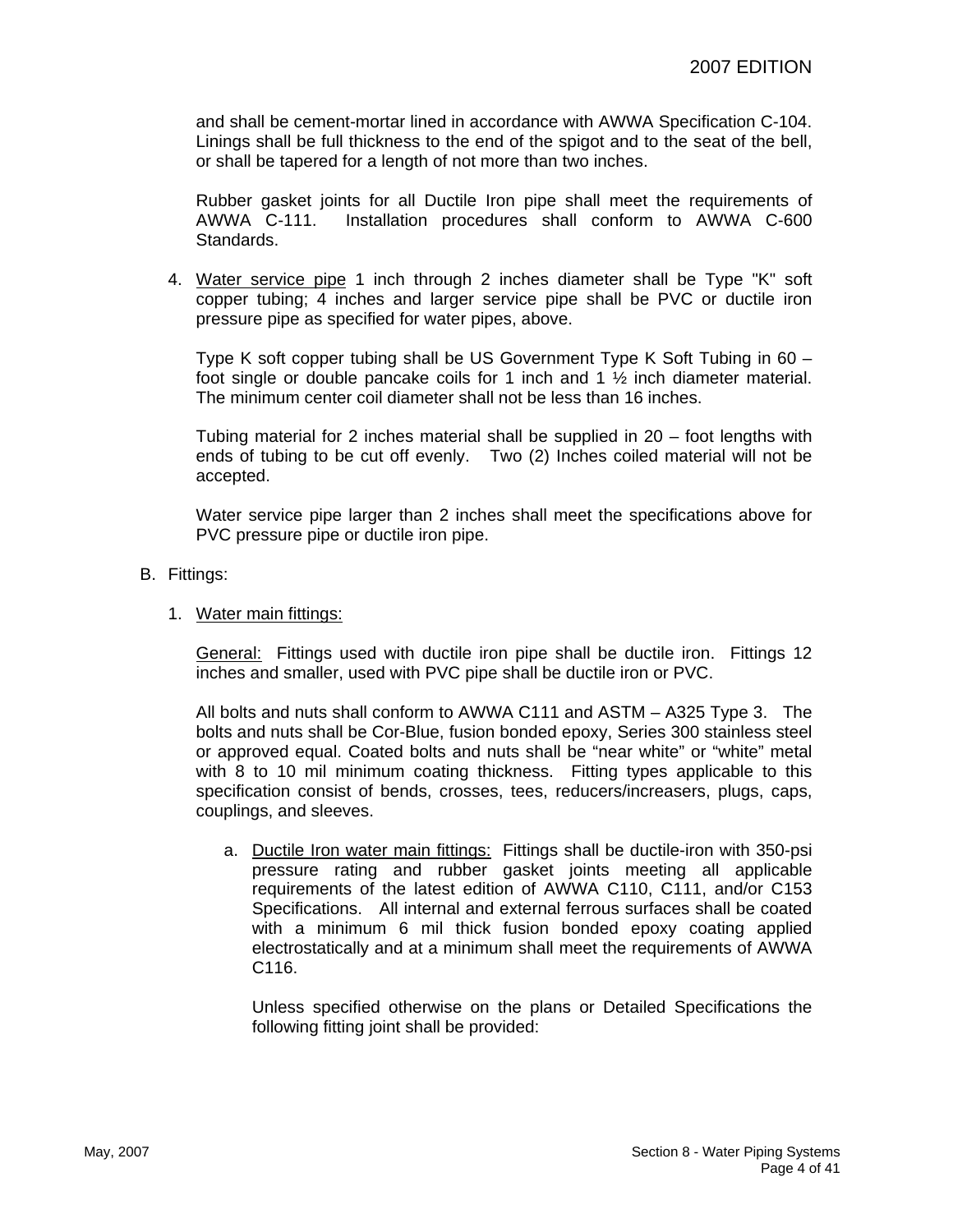and shall be cement-mortar lined in accordance with AWWA Specification C-104. Linings shall be full thickness to the end of the spigot and to the seat of the bell, or shall be tapered for a length of not more than two inches.

Rubber gasket joints for all Ductile Iron pipe shall meet the requirements of AWWA C-111. Installation procedures shall conform to AWWA C-600 Standards.

4. Water service pipe 1 inch through 2 inches diameter shall be Type "K" soft copper tubing; 4 inches and larger service pipe shall be PVC or ductile iron pressure pipe as specified for water pipes, above.

   Type K soft copper tubing shall be US Government Type K Soft Tubing in 60 – foot single or double pancake coils for 1 inch and 1 ½ inch diameter material. The minimum center coil diameter shall not be less than 16 inches.

   Tubing material for 2 inches material shall be supplied in 20 – foot lengths with ends of tubing to be cut off evenly. Two (2) Inches coiled material will not be accepted.

   Water service pipe larger than 2 inches shall meet the specifications above for PVC pressure pipe or ductile iron pipe.

B. Fittings:

1. Water main fittings:

   General: Fittings used with ductile iron pipe shall be ductile iron. Fittings 12 inches and smaller, used with PVC pipe shall be ductile iron or PVC.

   All bolts and nuts shall conform to AWWA C111 and ASTM – A325 Type 3. The bolts and nuts shall be Cor-Blue, fusion bonded epoxy, Series 300 stainless steel or approved equal. Coated bolts and nuts shall be "near white" or "white" metal with 8 to 10 mil minimum coating thickness. Fitting types applicable to this specification consist of bends, crosses, tees, reducers/increasers, plugs, caps, couplings, and sleeves.

   a. Ductile Iron water main fittings: Fittings shall be ductile-iron with 350-psi pressure rating and rubber gasket joints meeting all applicable requirements of the latest edition of AWWA C110, C111, and/or C153 Specifications. All internal and external ferrous surfaces shall be coated with a minimum 6 mil thick fusion bonded epoxy coating applied electrostatically and at a minimum shall meet the requirements of AWWA C116.

      Unless specified otherwise on the plans or Detailed Specifications the following fitting joint shall be provided: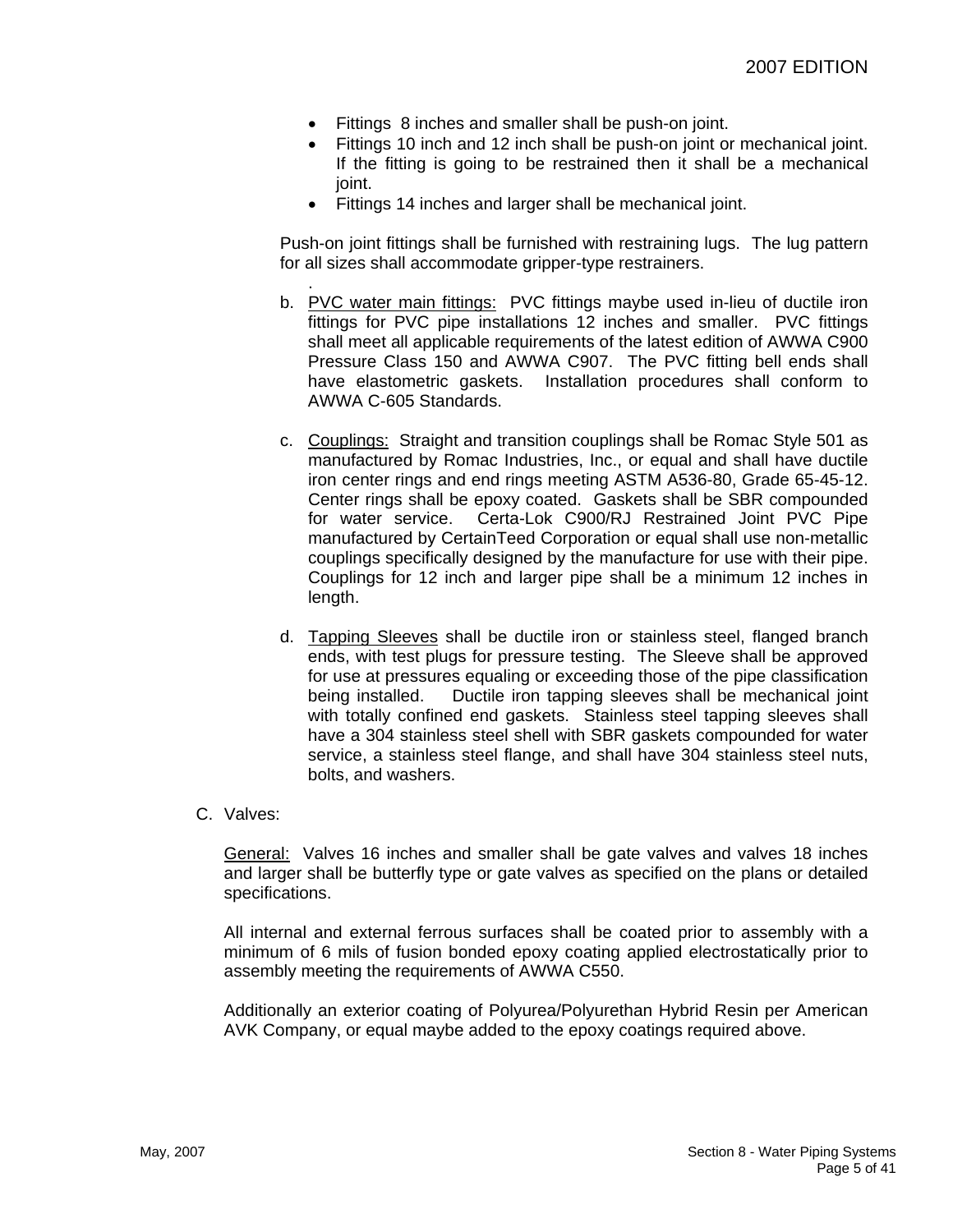- Fittings 8 inches and smaller shall be push-on joint.
- Fittings 10 inch and 12 inch shall be push-on joint or mechanical joint. If the fitting is going to be restrained then it shall be a mechanical joint.
- Fittings 14 inches and larger shall be mechanical joint.

Push-on joint fittings shall be furnished with restraining lugs. The lug pattern for all sizes shall accommodate gripper-type restrainers.

.

b. PVC water main fittings: PVC fittings maybe used in-lieu of ductile iron fittings for PVC pipe installations 12 inches and smaller. PVC fittings shall meet all applicable requirements of the latest edition of AWWA C900 Pressure Class 150 and AWWA C907. The PVC fitting bell ends shall have elastometric gaskets. Installation procedures shall conform to AWWA C-605 Standards.

c. Couplings: Straight and transition couplings shall be Romac Style 501 as manufactured by Romac Industries, Inc., or equal and shall have ductile iron center rings and end rings meeting ASTM A536-80, Grade 65-45-12. Center rings shall be epoxy coated. Gaskets shall be SBR compounded for water service. Certa-Lok C900/RJ Restrained Joint PVC Pipe manufactured by CertainTeed Corporation or equal shall use non-metallic couplings specifically designed by the manufacture for use with their pipe. Couplings for 12 inch and larger pipe shall be a minimum 12 inches in length.

d. Tapping Sleeves shall be ductile iron or stainless steel, flanged branch ends, with test plugs for pressure testing. The Sleeve shall be approved for use at pressures equaling or exceeding those of the pipe classification being installed. Ductile iron tapping sleeves shall be mechanical joint with totally confined end gaskets. Stainless steel tapping sleeves shall have a 304 stainless steel shell with SBR gaskets compounded for water service, a stainless steel flange, and shall have 304 stainless steel nuts, bolts, and washers.

C. Valves:

General: Valves 16 inches and smaller shall be gate valves and valves 18 inches and larger shall be butterfly type or gate valves as specified on the plans or detailed specifications.

All internal and external ferrous surfaces shall be coated prior to assembly with a minimum of 6 mils of fusion bonded epoxy coating applied electrostatically prior to assembly meeting the requirements of AWWA C550.

Additionally an exterior coating of Polyurea/Polyurethan Hybrid Resin per American AVK Company, or equal maybe added to the epoxy coatings required above.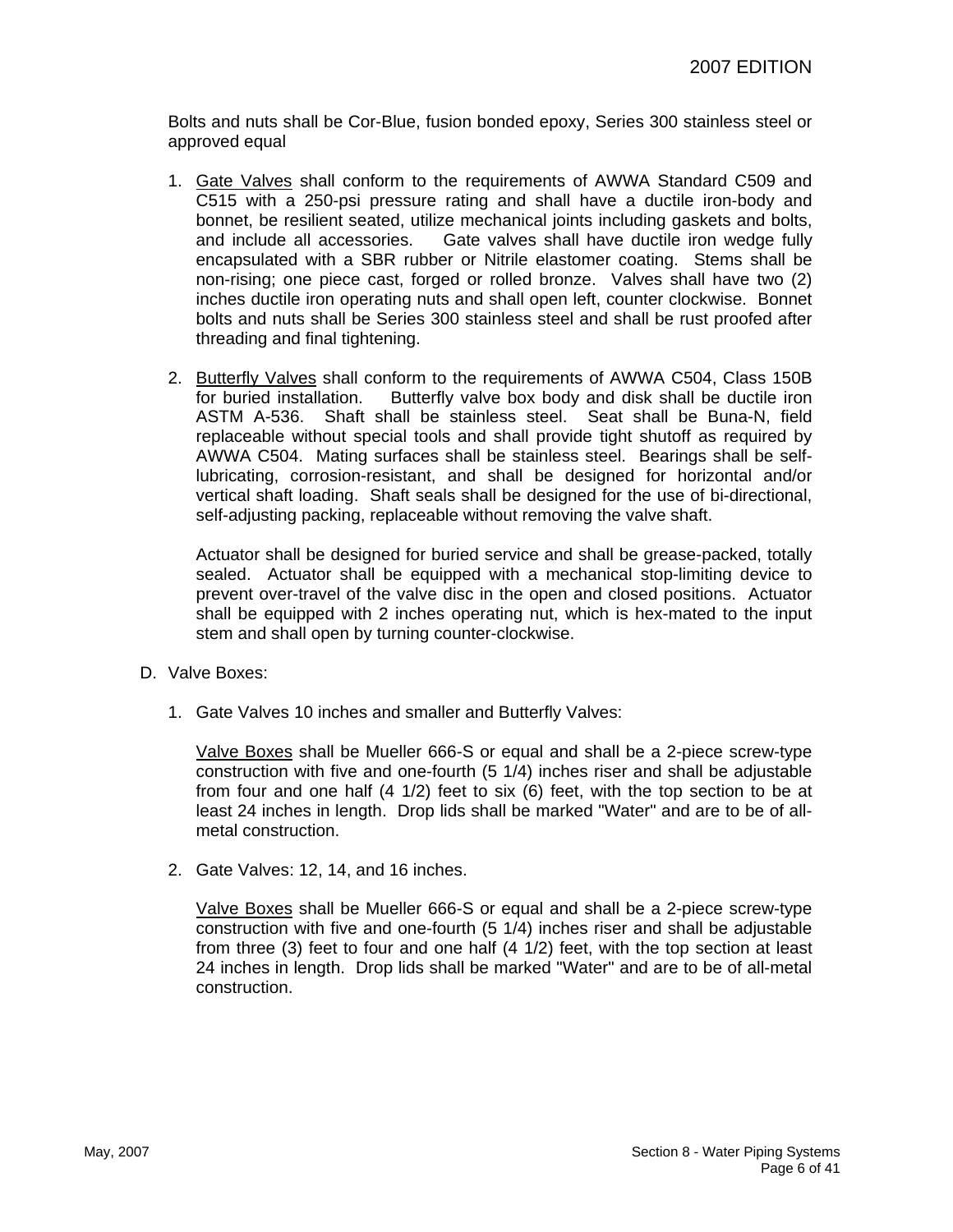Bolts and nuts shall be Cor-Blue, fusion bonded epoxy, Series 300 stainless steel or approved equal

1. Gate Valves shall conform to the requirements of AWWA Standard C509 and C515 with a 250-psi pressure rating and shall have a ductile iron-body and bonnet, be resilient seated, utilize mechanical joints including gaskets and bolts, and include all accessories. Gate valves shall have ductile iron wedge fully encapsulated with a SBR rubber or Nitrile elastomer coating. Stems shall be non-rising; one piece cast, forged or rolled bronze. Valves shall have two (2) inches ductile iron operating nuts and shall open left, counter clockwise. Bonnet bolts and nuts shall be Series 300 stainless steel and shall be rust proofed after threading and final tightening.

2. Butterfly Valves shall conform to the requirements of AWWA C504, Class 150B for buried installation. Butterfly valve box body and disk shall be ductile iron ASTM A-536. Shaft shall be stainless steel. Seat shall be Buna-N, field replaceable without special tools and shall provide tight shutoff as required by AWWA C504. Mating surfaces shall be stainless steel. Bearings shall be self-lubricating, corrosion-resistant, and shall be designed for horizontal and/or vertical shaft loading. Shaft seals shall be designed for the use of bi-directional, self-adjusting packing, replaceable without removing the valve shaft.

   Actuator shall be designed for buried service and shall be grease-packed, totally sealed. Actuator shall be equipped with a mechanical stop-limiting device to prevent over-travel of the valve disc in the open and closed positions. Actuator shall be equipped with 2 inches operating nut, which is hex-mated to the input stem and shall open by turning counter-clockwise.

D. Valve Boxes:

1. Gate Valves 10 inches and smaller and Butterfly Valves:

   Valve Boxes shall be Mueller 666-S or equal and shall be a 2-piece screw-type construction with five and one-fourth (5 1/4) inches riser and shall be adjustable from four and one half (4 1/2) feet to six (6) feet, with the top section to be at least 24 inches in length. Drop lids shall be marked "Water" and are to be of all-metal construction.

2. Gate Valves: 12, 14, and 16 inches.

   Valve Boxes shall be Mueller 666-S or equal and shall be a 2-piece screw-type construction with five and one-fourth (5 1/4) inches riser and shall be adjustable from three (3) feet to four and one half (4 1/2) feet, with the top section at least 24 inches in length. Drop lids shall be marked "Water" and are to be of all-metal construction.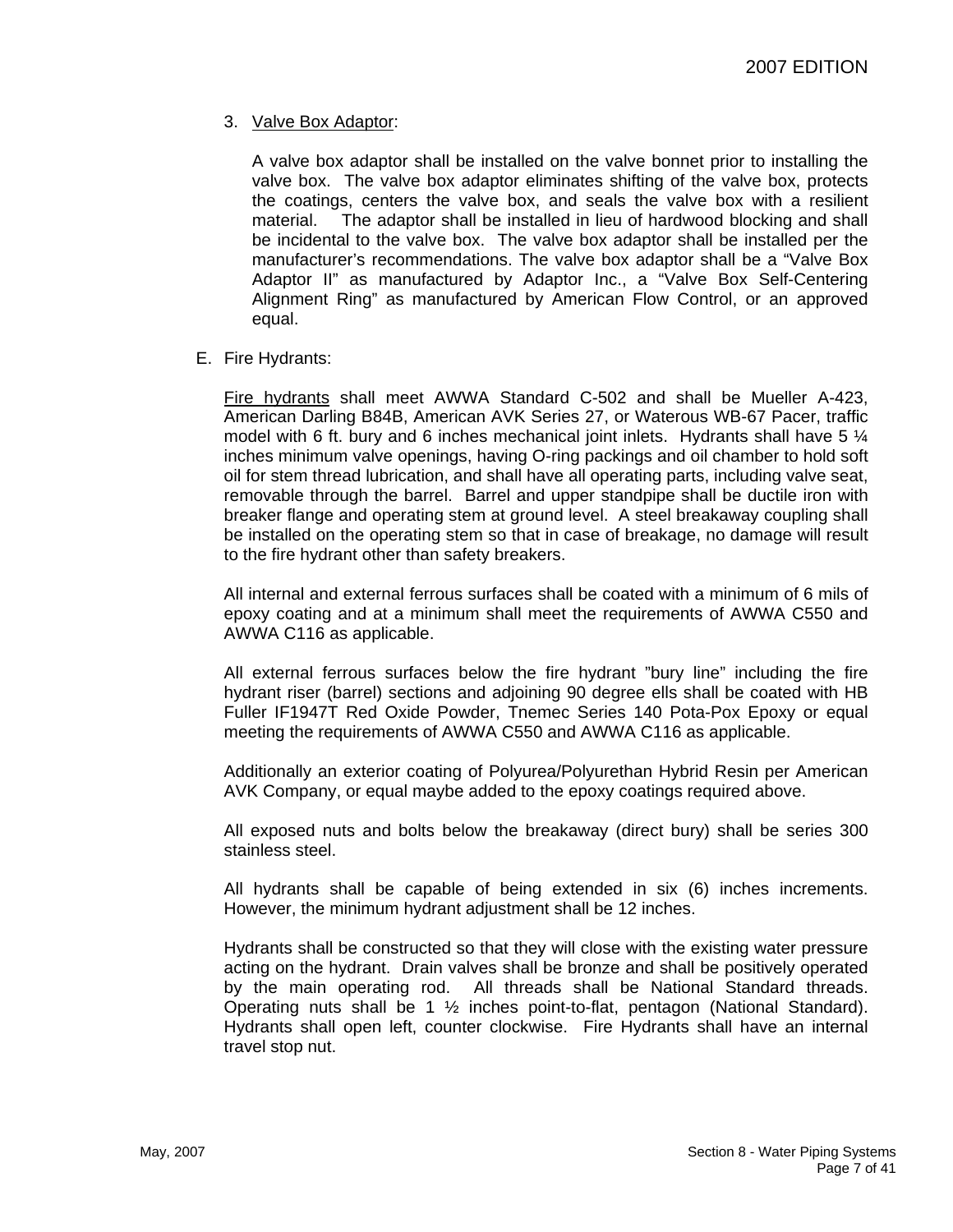3. Valve Box Adaptor:

   A valve box adaptor shall be installed on the valve bonnet prior to installing the valve box. The valve box adaptor eliminates shifting of the valve box, protects the coatings, centers the valve box, and seals the valve box with a resilient material. The adaptor shall be installed in lieu of hardwood blocking and shall be incidental to the valve box. The valve box adaptor shall be installed per the manufacturer's recommendations. The valve box adaptor shall be a "Valve Box Adaptor II" as manufactured by Adaptor Inc., a "Valve Box Self-Centering Alignment Ring" as manufactured by American Flow Control, or an approved equal.

E. Fire Hydrants:

Fire hydrants shall meet AWWA Standard C-502 and shall be Mueller A-423, American Darling B84B, American AVK Series 27, or Waterous WB-67 Pacer, traffic model with 6 ft. bury and 6 inches mechanical joint inlets. Hydrants shall have 5 ¼ inches minimum valve openings, having O-ring packings and oil chamber to hold soft oil for stem thread lubrication, and shall have all operating parts, including valve seat, removable through the barrel. Barrel and upper standpipe shall be ductile iron with breaker flange and operating stem at ground level. A steel breakaway coupling shall be installed on the operating stem so that in case of breakage, no damage will result to the fire hydrant other than safety breakers.

All internal and external ferrous surfaces shall be coated with a minimum of 6 mils of epoxy coating and at a minimum shall meet the requirements of AWWA C550 and AWWA C116 as applicable.

All external ferrous surfaces below the fire hydrant "bury line" including the fire hydrant riser (barrel) sections and adjoining 90 degree ells shall be coated with HB Fuller IF1947T Red Oxide Powder, Tnemec Series 140 Pota-Pox Epoxy or equal meeting the requirements of AWWA C550 and AWWA C116 as applicable.

Additionally an exterior coating of Polyurea/Polyurethan Hybrid Resin per American AVK Company, or equal maybe added to the epoxy coatings required above.

All exposed nuts and bolts below the breakaway (direct bury) shall be series 300 stainless steel.

All hydrants shall be capable of being extended in six (6) inches increments. However, the minimum hydrant adjustment shall be 12 inches.

Hydrants shall be constructed so that they will close with the existing water pressure acting on the hydrant. Drain valves shall be bronze and shall be positively operated by the main operating rod. All threads shall be National Standard threads. Operating nuts shall be 1 ½ inches point-to-flat, pentagon (National Standard). Hydrants shall open left, counter clockwise. Fire Hydrants shall have an internal travel stop nut.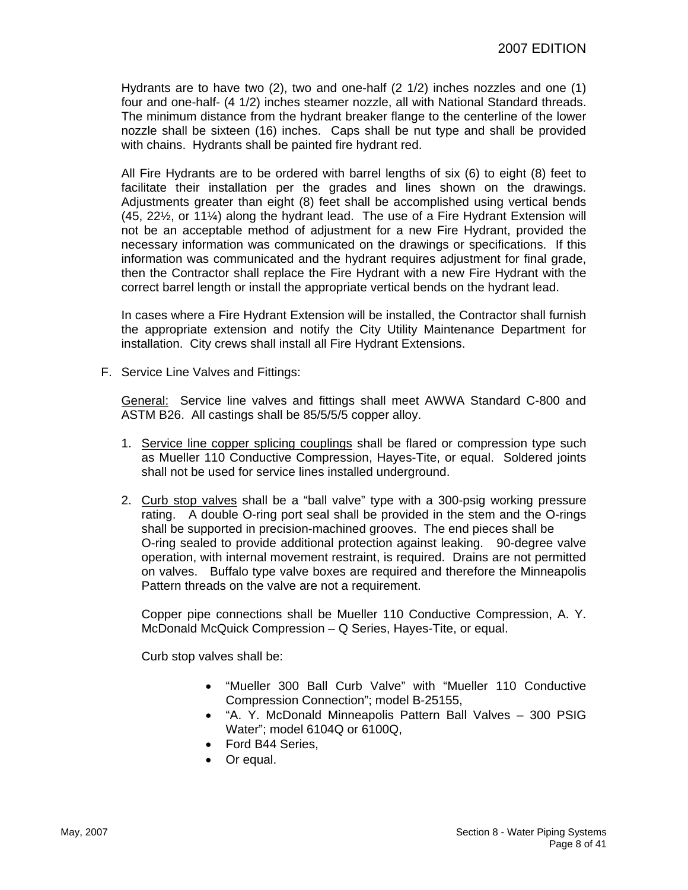Hydrants are to have two (2), two and one-half (2 1/2) inches nozzles and one (1) four and one-half- (4 1/2) inches steamer nozzle, all with National Standard threads. The minimum distance from the hydrant breaker flange to the centerline of the lower nozzle shall be sixteen (16) inches. Caps shall be nut type and shall be provided with chains. Hydrants shall be painted fire hydrant red.

All Fire Hydrants are to be ordered with barrel lengths of six (6) to eight (8) feet to facilitate their installation per the grades and lines shown on the drawings. Adjustments greater than eight (8) feet shall be accomplished using vertical bends (45, 22½, or 11¼) along the hydrant lead. The use of a Fire Hydrant Extension will not be an acceptable method of adjustment for a new Fire Hydrant, provided the necessary information was communicated on the drawings or specifications. If this information was communicated and the hydrant requires adjustment for final grade, then the Contractor shall replace the Fire Hydrant with a new Fire Hydrant with the correct barrel length or install the appropriate vertical bends on the hydrant lead.

In cases where a Fire Hydrant Extension will be installed, the Contractor shall furnish the appropriate extension and notify the City Utility Maintenance Department for installation. City crews shall install all Fire Hydrant Extensions.

F. Service Line Valves and Fittings:

General: Service line valves and fittings shall meet AWWA Standard C-800 and ASTM B26. All castings shall be 85/5/5/5 copper alloy.

1. Service line copper splicing couplings shall be flared or compression type such as Mueller 110 Conductive Compression, Hayes-Tite, or equal. Soldered joints shall not be used for service lines installed underground.

2. Curb stop valves shall be a “ball valve” type with a 300-psig working pressure rating. A double O-ring port seal shall be provided in the stem and the O-rings shall be supported in precision-machined grooves. The end pieces shall be O-ring sealed to provide additional protection against leaking. 90-degree valve operation, with internal movement restraint, is required. Drains are not permitted on valves. Buffalo type valve boxes are required and therefore the Minneapolis Pattern threads on the valve are not a requirement.

   Copper pipe connections shall be Mueller 110 Conductive Compression, A. Y. McDonald McQuick Compression – Q Series, Hayes-Tite, or equal.

   Curb stop valves shall be:

   - “Mueller 300 Ball Curb Valve” with “Mueller 110 Conductive Compression Connection”; model B-25155,
   - “A. Y. McDonald Minneapolis Pattern Ball Valves – 300 PSIG Water”; model 6104Q or 6100Q,
   - Ford B44 Series,
   - Or equal.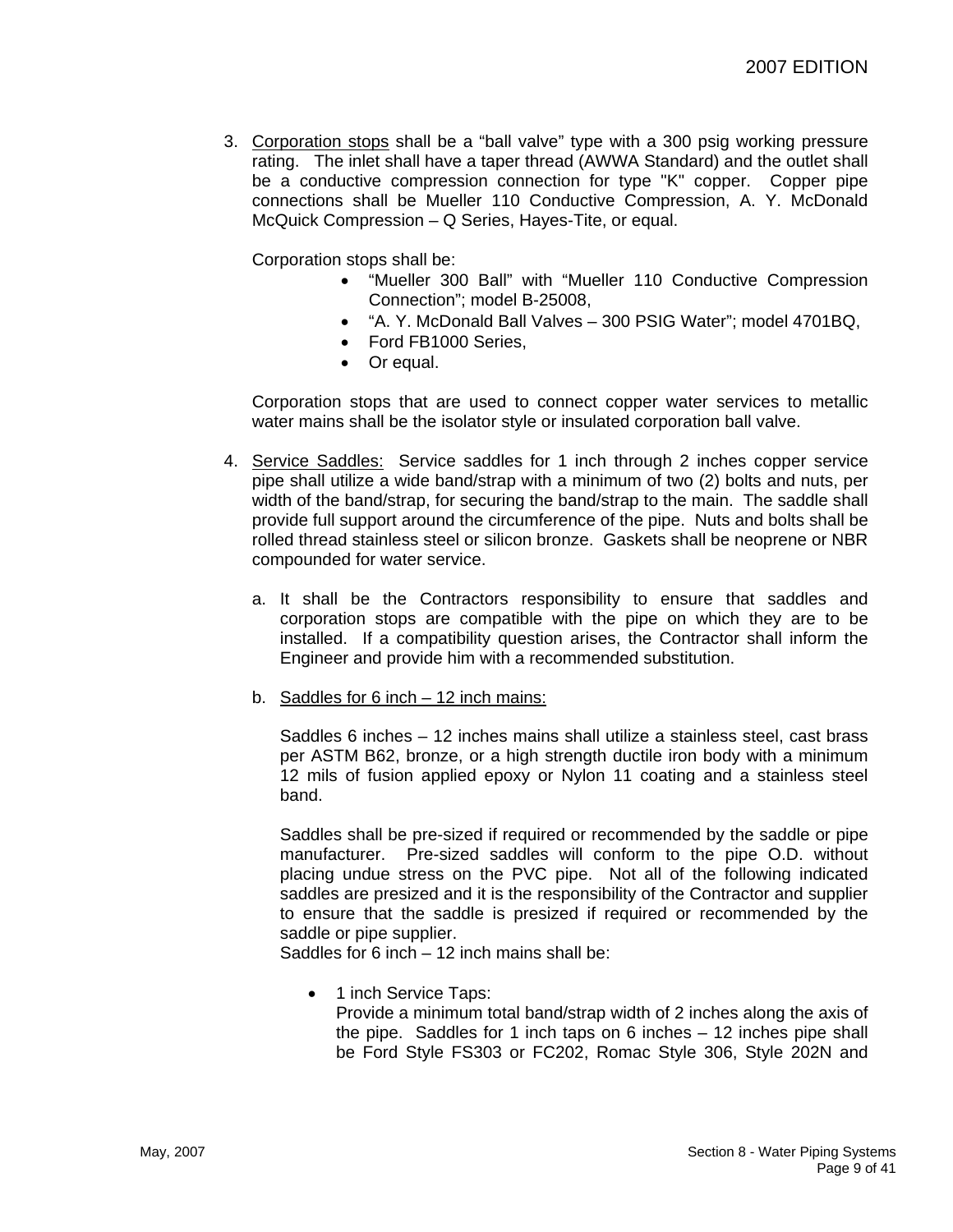3. <u>Corporation stops</u> shall be a "ball valve" type with a 300 psig working pressure rating. The inlet shall have a taper thread (AWWA Standard) and the outlet shall be a conductive compression connection for type "K" copper. Copper pipe connections shall be Mueller 110 Conductive Compression, A. Y. McDonald McQuick Compression – Q Series, Hayes-Tite, or equal.

   Corporation stops shall be:

   - "Mueller 300 Ball" with "Mueller 110 Conductive Compression Connection"; model B-25008,
   - "A. Y. McDonald Ball Valves – 300 PSIG Water"; model 4701BQ,
   - Ford FB1000 Series,
   - Or equal.

   Corporation stops that are used to connect copper water services to metallic water mains shall be the isolator style or insulated corporation ball valve.

4. <u>Service Saddles:</u> Service saddles for 1 inch through 2 inches copper service pipe shall utilize a wide band/strap with a minimum of two (2) bolts and nuts, per width of the band/strap, for securing the band/strap to the main. The saddle shall provide full support around the circumference of the pipe. Nuts and bolts shall be rolled thread stainless steel or silicon bronze. Gaskets shall be neoprene or NBR compounded for water service.

   a. It shall be the Contractors responsibility to ensure that saddles and corporation stops are compatible with the pipe on which they are to be installed. If a compatibility question arises, the Contractor shall inform the Engineer and provide him with a recommended substitution.

   b. <u>Saddles for 6 inch – 12 inch mains:</u>

      Saddles 6 inches – 12 inches mains shall utilize a stainless steel, cast brass per ASTM B62, bronze, or a high strength ductile iron body with a minimum 12 mils of fusion applied epoxy or Nylon 11 coating and a stainless steel band.

      Saddles shall be pre-sized if required or recommended by the saddle or pipe manufacturer. Pre-sized saddles will conform to the pipe O.D. without placing undue stress on the PVC pipe. Not all of the following indicated saddles are presized and it is the responsibility of the Contractor and supplier to ensure that the saddle is presized if required or recommended by the saddle or pipe supplier.
      Saddles for 6 inch – 12 inch mains shall be:

      - 1 inch Service Taps:
        Provide a minimum total band/strap width of 2 inches along the axis of the pipe. Saddles for 1 inch taps on 6 inches – 12 inches pipe shall be Ford Style FS303 or FC202, Romac Style 306, Style 202N and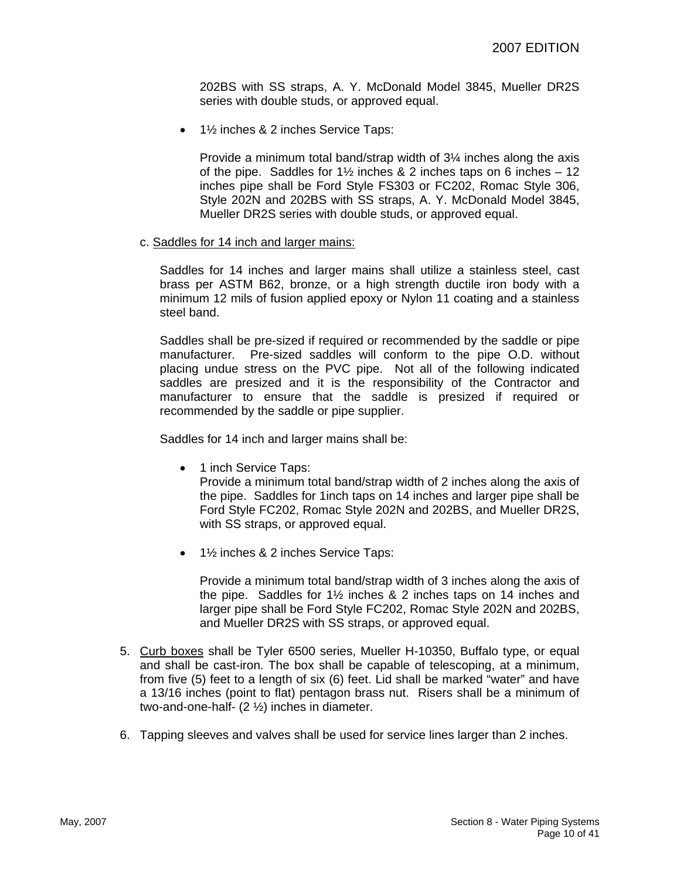202BS with SS straps, A. Y. McDonald Model 3845, Mueller DR2S series with double studs, or approved equal.

- 1½ inches & 2 inches Service Taps:

  Provide a minimum total band/strap width of 3¼ inches along the axis of the pipe. Saddles for 1½ inches & 2 inches taps on 6 inches – 12 inches pipe shall be Ford Style FS303 or FC202, Romac Style 306, Style 202N and 202BS with SS straps, A. Y. McDonald Model 3845, Mueller DR2S series with double studs, or approved equal.

c. Saddles for 14 inch and larger mains:

Saddles for 14 inches and larger mains shall utilize a stainless steel, cast brass per ASTM B62, bronze, or a high strength ductile iron body with a minimum 12 mils of fusion applied epoxy or Nylon 11 coating and a stainless steel band.

Saddles shall be pre-sized if required or recommended by the saddle or pipe manufacturer. Pre-sized saddles will conform to the pipe O.D. without placing undue stress on the PVC pipe. Not all of the following indicated saddles are presized and it is the responsibility of the Contractor and manufacturer to ensure that the saddle is presized if required or recommended by the saddle or pipe supplier.

Saddles for 14 inch and larger mains shall be:

- 1 inch Service Taps:
  Provide a minimum total band/strap width of 2 inches along the axis of the pipe. Saddles for 1inch taps on 14 inches and larger pipe shall be Ford Style FC202, Romac Style 202N and 202BS, and Mueller DR2S, with SS straps, or approved equal.

- 1½ inches & 2 inches Service Taps:

  Provide a minimum total band/strap width of 3 inches along the axis of the pipe. Saddles for 1½ inches & 2 inches taps on 14 inches and larger pipe shall be Ford Style FC202, Romac Style 202N and 202BS, and Mueller DR2S with SS straps, or approved equal.

5. Curb boxes shall be Tyler 6500 series, Mueller H-10350, Buffalo type, or equal and shall be cast-iron. The box shall be capable of telescoping, at a minimum, from five (5) feet to a length of six (6) feet. Lid shall be marked "water" and have a 13/16 inches (point to flat) pentagon brass nut. Risers shall be a minimum of two-and-one-half- (2 ½) inches in diameter.

6. Tapping sleeves and valves shall be used for service lines larger than 2 inches.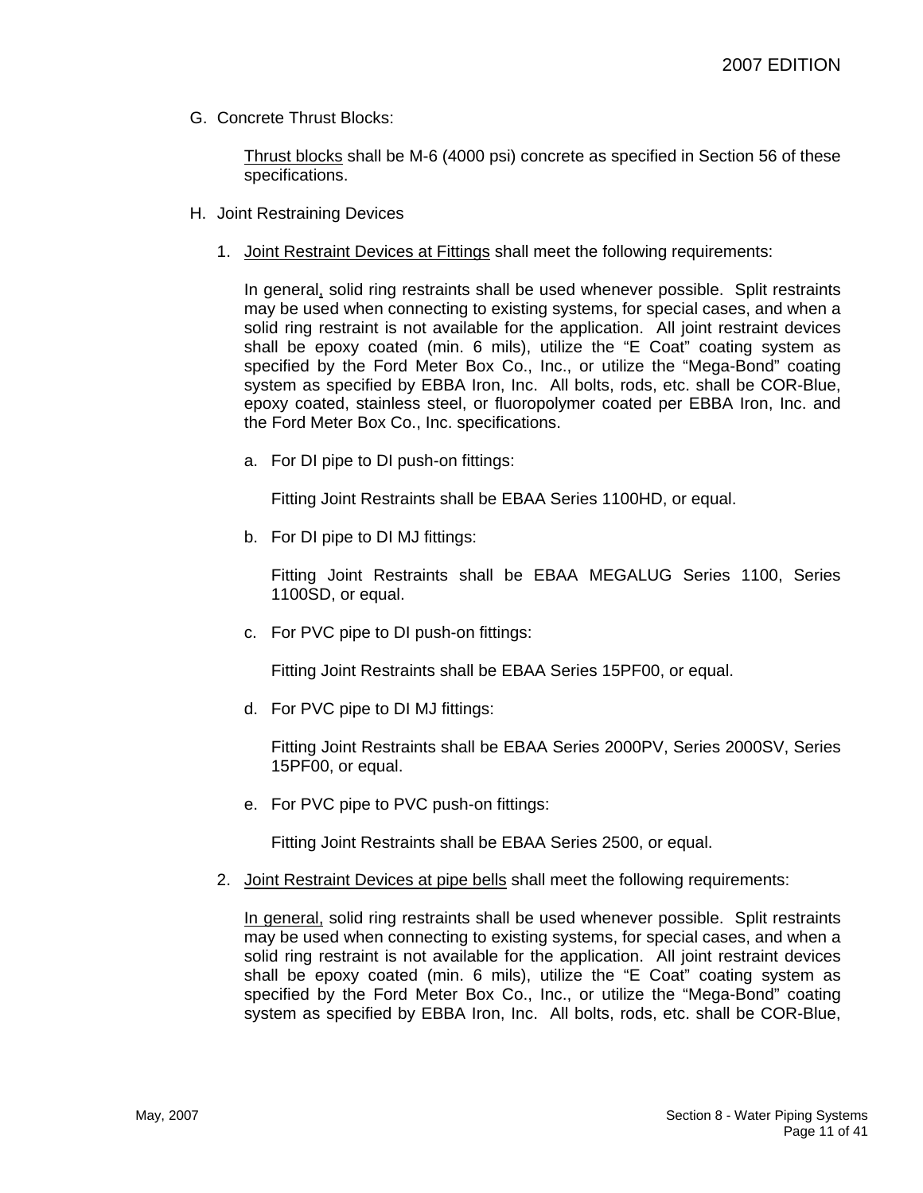G. Concrete Thrust Blocks:

Thrust blocks shall be M-6 (4000 psi) concrete as specified in Section 56 of these specifications.

H. Joint Restraining Devices

1. Joint Restraint Devices at Fittings shall meet the following requirements:

   In general, solid ring restraints shall be used whenever possible. Split restraints may be used when connecting to existing systems, for special cases, and when a solid ring restraint is not available for the application. All joint restraint devices shall be epoxy coated (min. 6 mils), utilize the "E Coat" coating system as specified by the Ford Meter Box Co., Inc., or utilize the "Mega-Bond" coating system as specified by EBBA Iron, Inc. All bolts, rods, etc. shall be COR-Blue, epoxy coated, stainless steel, or fluoropolymer coated per EBBA Iron, Inc. and the Ford Meter Box Co., Inc. specifications.

   a. For DI pipe to DI push-on fittings:

      Fitting Joint Restraints shall be EBAA Series 1100HD, or equal.

   b. For DI pipe to DI MJ fittings:

      Fitting Joint Restraints shall be EBAA MEGALUG Series 1100, Series 1100SD, or equal.

   c. For PVC pipe to DI push-on fittings:

      Fitting Joint Restraints shall be EBAA Series 15PF00, or equal.

   d. For PVC pipe to DI MJ fittings:

      Fitting Joint Restraints shall be EBAA Series 2000PV, Series 2000SV, Series 15PF00, or equal.

   e. For PVC pipe to PVC push-on fittings:

      Fitting Joint Restraints shall be EBAA Series 2500, or equal.

2. Joint Restraint Devices at pipe bells shall meet the following requirements:

   In general, solid ring restraints shall be used whenever possible. Split restraints may be used when connecting to existing systems, for special cases, and when a solid ring restraint is not available for the application. All joint restraint devices shall be epoxy coated (min. 6 mils), utilize the "E Coat" coating system as specified by the Ford Meter Box Co., Inc., or utilize the "Mega-Bond" coating system as specified by EBBA Iron, Inc. All bolts, rods, etc. shall be COR-Blue,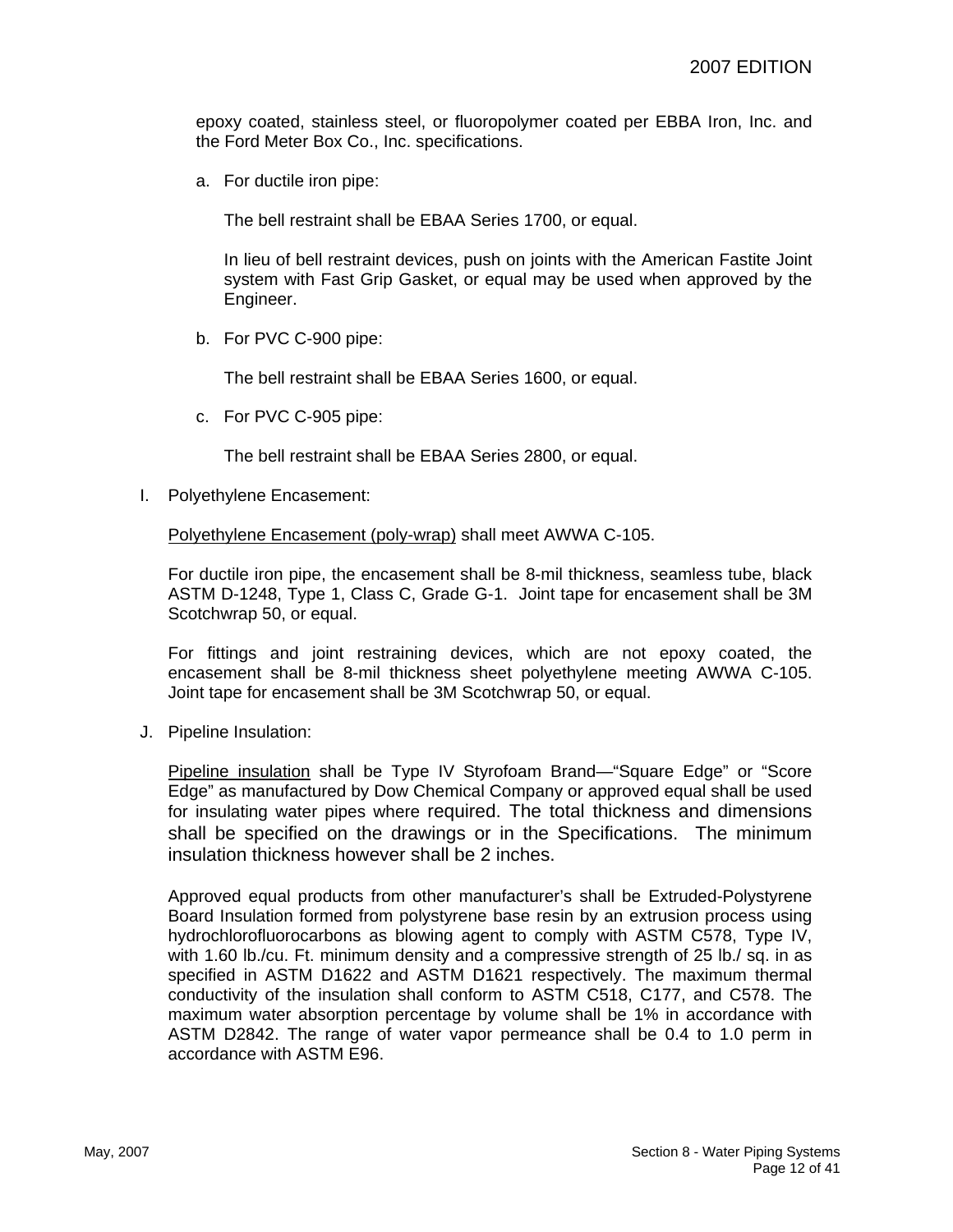epoxy coated, stainless steel, or fluoropolymer coated per EBBA Iron, Inc. and the Ford Meter Box Co., Inc. specifications.

a. For ductile iron pipe:

   The bell restraint shall be EBAA Series 1700, or equal.

   In lieu of bell restraint devices, push on joints with the American Fastite Joint system with Fast Grip Gasket, or equal may be used when approved by the Engineer.

b. For PVC C-900 pipe:

   The bell restraint shall be EBAA Series 1600, or equal.

c. For PVC C-905 pipe:

   The bell restraint shall be EBAA Series 2800, or equal.

I. Polyethylene Encasement:

   Polyethylene Encasement (poly-wrap) shall meet AWWA C-105.

   For ductile iron pipe, the encasement shall be 8-mil thickness, seamless tube, black ASTM D-1248, Type 1, Class C, Grade G-1. Joint tape for encasement shall be 3M Scotchwrap 50, or equal.

   For fittings and joint restraining devices, which are not epoxy coated, the encasement shall be 8-mil thickness sheet polyethylene meeting AWWA C-105. Joint tape for encasement shall be 3M Scotchwrap 50, or equal.

J. Pipeline Insulation:

   Pipeline insulation shall be Type IV Styrofoam Brand—"Square Edge" or "Score Edge" as manufactured by Dow Chemical Company or approved equal shall be used for insulating water pipes where required. The total thickness and dimensions shall be specified on the drawings or in the Specifications. The minimum insulation thickness however shall be 2 inches.

   Approved equal products from other manufacturer's shall be Extruded-Polystyrene Board Insulation formed from polystyrene base resin by an extrusion process using hydrochlorofluorocarbons as blowing agent to comply with ASTM C578, Type IV, with 1.60 lb./cu. Ft. minimum density and a compressive strength of 25 lb./ sq. in as specified in ASTM D1622 and ASTM D1621 respectively. The maximum thermal conductivity of the insulation shall conform to ASTM C518, C177, and C578. The maximum water absorption percentage by volume shall be 1% in accordance with ASTM D2842. The range of water vapor permeance shall be 0.4 to 1.0 perm in accordance with ASTM E96.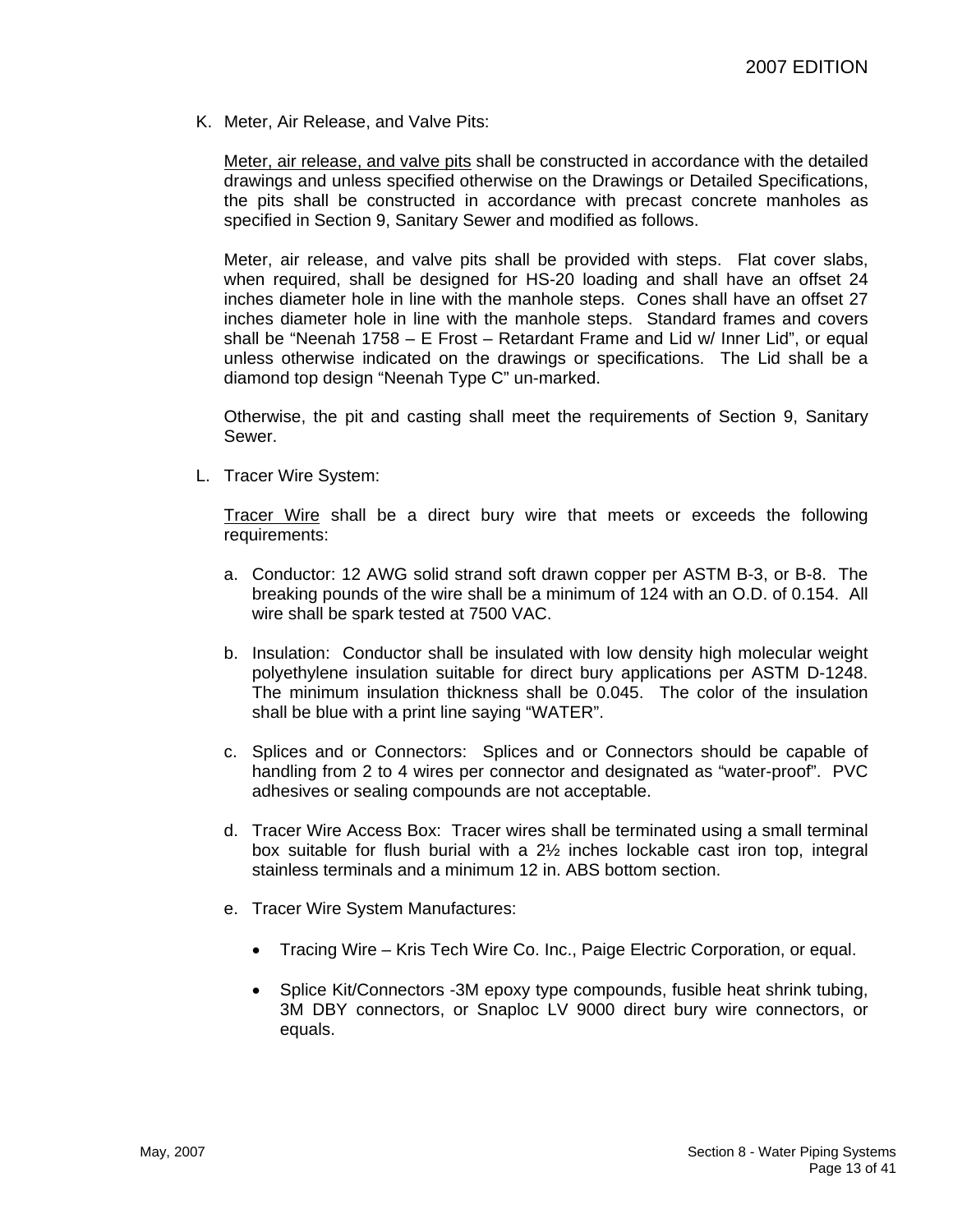K. Meter, Air Release, and Valve Pits:

<u>Meter, air release, and valve pits</u> shall be constructed in accordance with the detailed drawings and unless specified otherwise on the Drawings or Detailed Specifications, the pits shall be constructed in accordance with precast concrete manholes as specified in Section 9, Sanitary Sewer and modified as follows.

Meter, air release, and valve pits shall be provided with steps. Flat cover slabs, when required, shall be designed for HS-20 loading and shall have an offset 24 inches diameter hole in line with the manhole steps. Cones shall have an offset 27 inches diameter hole in line with the manhole steps. Standard frames and covers shall be "Neenah 1758 – E Frost – Retardant Frame and Lid w/ Inner Lid", or equal unless otherwise indicated on the drawings or specifications. The Lid shall be a diamond top design "Neenah Type C" un-marked.

Otherwise, the pit and casting shall meet the requirements of Section 9, Sanitary Sewer.

L. Tracer Wire System:

<u>Tracer Wire</u> shall be a direct bury wire that meets or exceeds the following requirements:

a. Conductor: 12 AWG solid strand soft drawn copper per ASTM B-3, or B-8. The breaking pounds of the wire shall be a minimum of 124 with an O.D. of 0.154. All wire shall be spark tested at 7500 VAC.

b. Insulation: Conductor shall be insulated with low density high molecular weight polyethylene insulation suitable for direct bury applications per ASTM D-1248. The minimum insulation thickness shall be 0.045. The color of the insulation shall be blue with a print line saying "WATER".

c. Splices and or Connectors: Splices and or Connectors should be capable of handling from 2 to 4 wires per connector and designated as "water-proof". PVC adhesives or sealing compounds are not acceptable.

d. Tracer Wire Access Box: Tracer wires shall be terminated using a small terminal box suitable for flush burial with a 2½ inches lockable cast iron top, integral stainless terminals and a minimum 12 in. ABS bottom section.

e. Tracer Wire System Manufactures:

- Tracing Wire – Kris Tech Wire Co. Inc., Paige Electric Corporation, or equal.
- Splice Kit/Connectors -3M epoxy type compounds, fusible heat shrink tubing, 3M DBY connectors, or Snaploc LV 9000 direct bury wire connectors, or equals.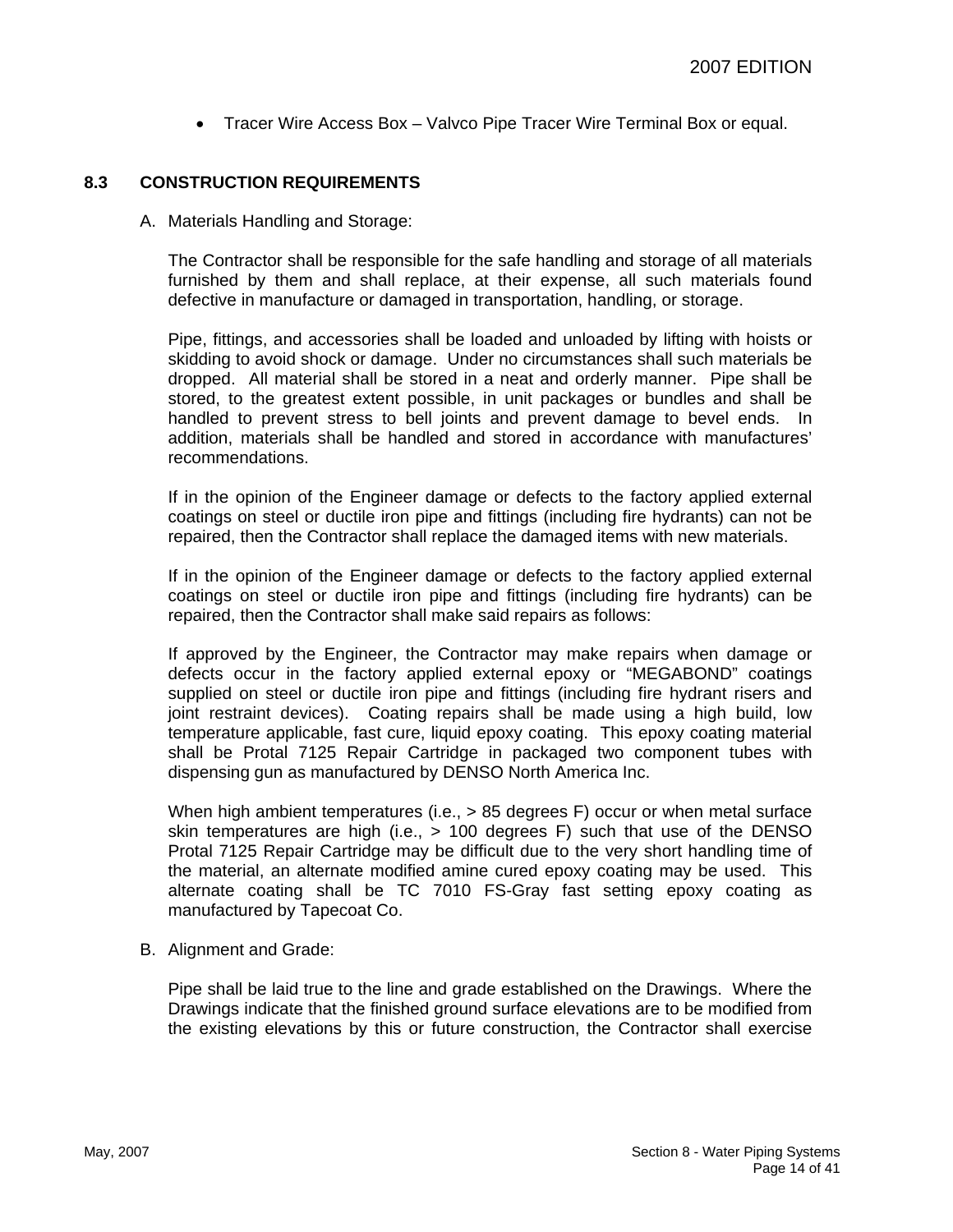- Tracer Wire Access Box – Valvco Pipe Tracer Wire Terminal Box or equal.

## 8.3 CONSTRUCTION REQUIREMENTS

A. Materials Handling and Storage:

The Contractor shall be responsible for the safe handling and storage of all materials furnished by them and shall replace, at their expense, all such materials found defective in manufacture or damaged in transportation, handling, or storage.

Pipe, fittings, and accessories shall be loaded and unloaded by lifting with hoists or skidding to avoid shock or damage. Under no circumstances shall such materials be dropped. All material shall be stored in a neat and orderly manner. Pipe shall be stored, to the greatest extent possible, in unit packages or bundles and shall be handled to prevent stress to bell joints and prevent damage to bevel ends. In addition, materials shall be handled and stored in accordance with manufactures' recommendations.

If in the opinion of the Engineer damage or defects to the factory applied external coatings on steel or ductile iron pipe and fittings (including fire hydrants) can not be repaired, then the Contractor shall replace the damaged items with new materials.

If in the opinion of the Engineer damage or defects to the factory applied external coatings on steel or ductile iron pipe and fittings (including fire hydrants) can be repaired, then the Contractor shall make said repairs as follows:

If approved by the Engineer, the Contractor may make repairs when damage or defects occur in the factory applied external epoxy or "MEGABOND" coatings supplied on steel or ductile iron pipe and fittings (including fire hydrant risers and joint restraint devices). Coating repairs shall be made using a high build, low temperature applicable, fast cure, liquid epoxy coating. This epoxy coating material shall be Protal 7125 Repair Cartridge in packaged two component tubes with dispensing gun as manufactured by DENSO North America Inc.

When high ambient temperatures (i.e., > 85 degrees F) occur or when metal surface skin temperatures are high (i.e., > 100 degrees F) such that use of the DENSO Protal 7125 Repair Cartridge may be difficult due to the very short handling time of the material, an alternate modified amine cured epoxy coating may be used. This alternate coating shall be TC 7010 FS-Gray fast setting epoxy coating as manufactured by Tapecoat Co.

B. Alignment and Grade:

Pipe shall be laid true to the line and grade established on the Drawings. Where the Drawings indicate that the finished ground surface elevations are to be modified from the existing elevations by this or future construction, the Contractor shall exercise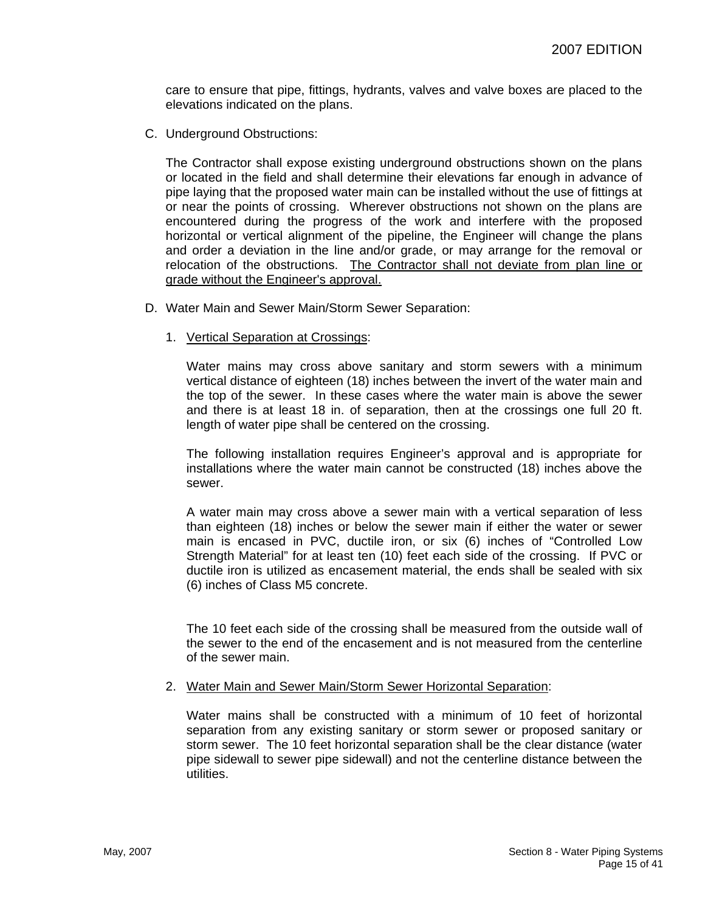care to ensure that pipe, fittings, hydrants, valves and valve boxes are placed to the elevations indicated on the plans.

C. Underground Obstructions:

The Contractor shall expose existing underground obstructions shown on the plans or located in the field and shall determine their elevations far enough in advance of pipe laying that the proposed water main can be installed without the use of fittings at or near the points of crossing. Wherever obstructions not shown on the plans are encountered during the progress of the work and interfere with the proposed horizontal or vertical alignment of the pipeline, the Engineer will change the plans and order a deviation in the line and/or grade, or may arrange for the removal or relocation of the obstructions. <u>The Contractor shall not deviate from plan line or grade without the Engineer's approval.</u>

D. Water Main and Sewer Main/Storm Sewer Separation:

1. <u>Vertical Separation at Crossings</u>:

   Water mains may cross above sanitary and storm sewers with a minimum vertical distance of eighteen (18) inches between the invert of the water main and the top of the sewer. In these cases where the water main is above the sewer and there is at least 18 in. of separation, then at the crossings one full 20 ft. length of water pipe shall be centered on the crossing.

   The following installation requires Engineer's approval and is appropriate for installations where the water main cannot be constructed (18) inches above the sewer.

   A water main may cross above a sewer main with a vertical separation of less than eighteen (18) inches or below the sewer main if either the water or sewer main is encased in PVC, ductile iron, or six (6) inches of "Controlled Low Strength Material" for at least ten (10) feet each side of the crossing. If PVC or ductile iron is utilized as encasement material, the ends shall be sealed with six (6) inches of Class M5 concrete.

   The 10 feet each side of the crossing shall be measured from the outside wall of the sewer to the end of the encasement and is not measured from the centerline of the sewer main.

2. <u>Water Main and Sewer Main/Storm Sewer Horizontal Separation</u>:

   Water mains shall be constructed with a minimum of 10 feet of horizontal separation from any existing sanitary or storm sewer or proposed sanitary or storm sewer. The 10 feet horizontal separation shall be the clear distance (water pipe sidewall to sewer pipe sidewall) and not the centerline distance between the utilities.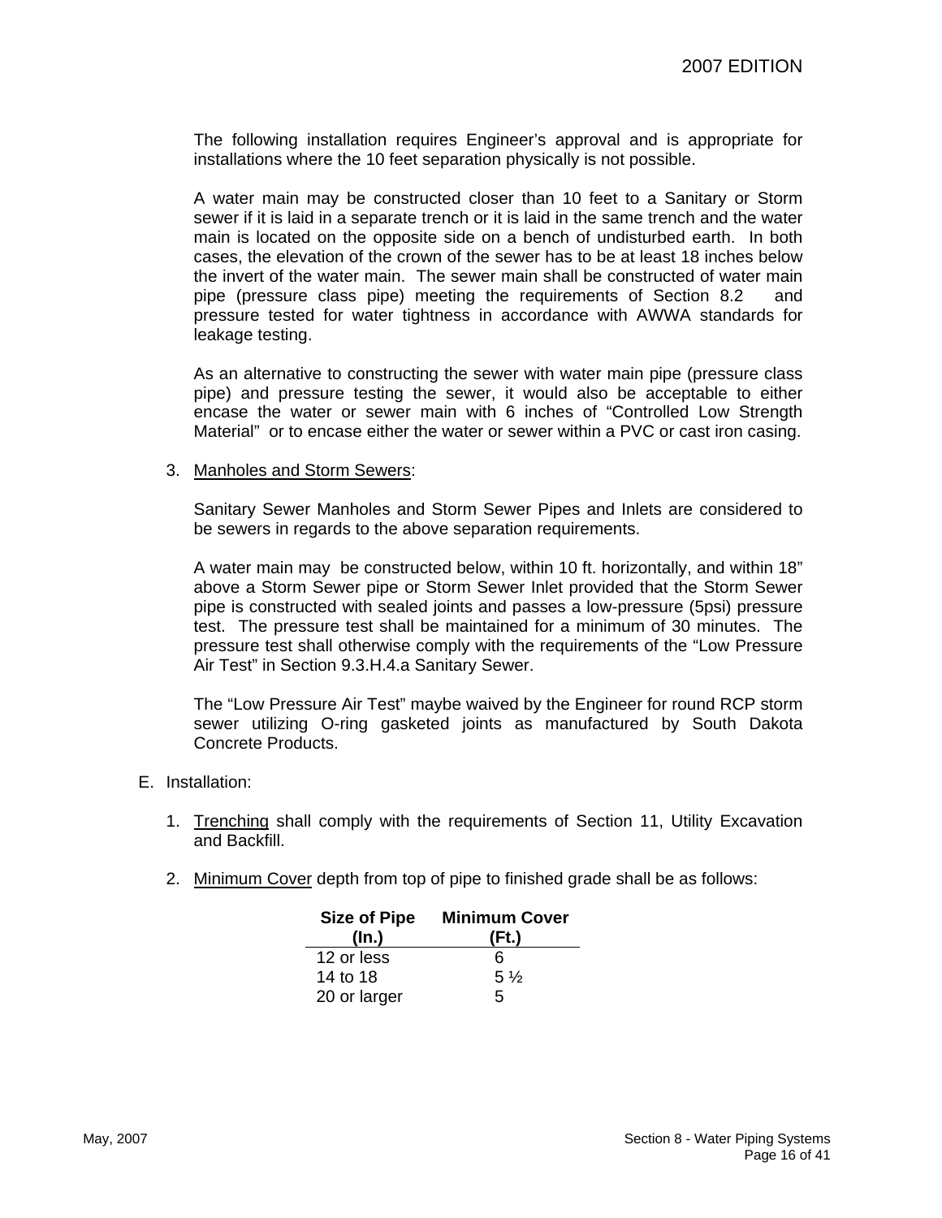The following installation requires Engineer's approval and is appropriate for installations where the 10 feet separation physically is not possible.

A water main may be constructed closer than 10 feet to a Sanitary or Storm sewer if it is laid in a separate trench or it is laid in the same trench and the water main is located on the opposite side on a bench of undisturbed earth. In both cases, the elevation of the crown of the sewer has to be at least 18 inches below the invert of the water main. The sewer main shall be constructed of water main pipe (pressure class pipe) meeting the requirements of Section 8.2 and pressure tested for water tightness in accordance with AWWA standards for leakage testing.

As an alternative to constructing the sewer with water main pipe (pressure class pipe) and pressure testing the sewer, it would also be acceptable to either encase the water or sewer main with 6 inches of "Controlled Low Strength Material" or to encase either the water or sewer within a PVC or cast iron casing.

3. Manholes and Storm Sewers:

   Sanitary Sewer Manholes and Storm Sewer Pipes and Inlets are considered to be sewers in regards to the above separation requirements.

   A water main may be constructed below, within 10 ft. horizontally, and within 18" above a Storm Sewer pipe or Storm Sewer Inlet provided that the Storm Sewer pipe is constructed with sealed joints and passes a low-pressure (5psi) pressure test. The pressure test shall be maintained for a minimum of 30 minutes. The pressure test shall otherwise comply with the requirements of the "Low Pressure Air Test" in Section 9.3.H.4.a Sanitary Sewer.

   The "Low Pressure Air Test" maybe waived by the Engineer for round RCP storm sewer utilizing O-ring gasketed joints as manufactured by South Dakota Concrete Products.

E. Installation:

1. Trenching shall comply with the requirements of Section 11, Utility Excavation and Backfill.

2. Minimum Cover depth from top of pipe to finished grade shall be as follows:

| Size of Pipe (In.) | Minimum Cover (Ft.) |
|---|---|
| 12 or less | 6 |
| 14 to 18 | 5 ½ |
| 20 or larger | 5 |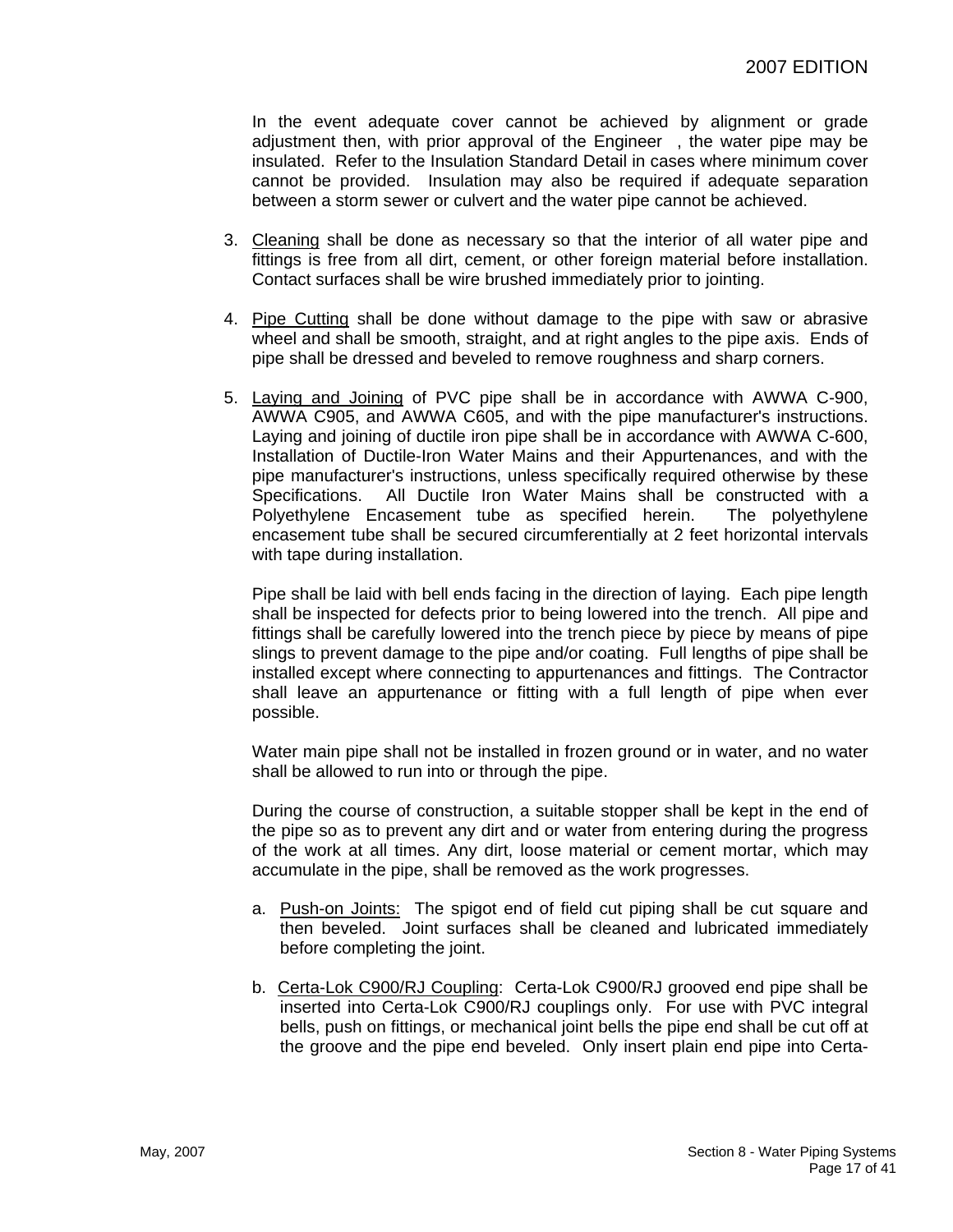In the event adequate cover cannot be achieved by alignment or grade adjustment then, with prior approval of the Engineer , the water pipe may be insulated. Refer to the Insulation Standard Detail in cases where minimum cover cannot be provided. Insulation may also be required if adequate separation between a storm sewer or culvert and the water pipe cannot be achieved.

3. Cleaning shall be done as necessary so that the interior of all water pipe and fittings is free from all dirt, cement, or other foreign material before installation. Contact surfaces shall be wire brushed immediately prior to jointing.

4. Pipe Cutting shall be done without damage to the pipe with saw or abrasive wheel and shall be smooth, straight, and at right angles to the pipe axis. Ends of pipe shall be dressed and beveled to remove roughness and sharp corners.

5. Laying and Joining of PVC pipe shall be in accordance with AWWA C-900, AWWA C905, and AWWA C605, and with the pipe manufacturer's instructions. Laying and joining of ductile iron pipe shall be in accordance with AWWA C-600, Installation of Ductile-Iron Water Mains and their Appurtenances, and with the pipe manufacturer's instructions, unless specifically required otherwise by these Specifications. All Ductile Iron Water Mains shall be constructed with a Polyethylene Encasement tube as specified herein. The polyethylene encasement tube shall be secured circumferentially at 2 feet horizontal intervals with tape during installation.

   Pipe shall be laid with bell ends facing in the direction of laying. Each pipe length shall be inspected for defects prior to being lowered into the trench. All pipe and fittings shall be carefully lowered into the trench piece by piece by means of pipe slings to prevent damage to the pipe and/or coating. Full lengths of pipe shall be installed except where connecting to appurtenances and fittings. The Contractor shall leave an appurtenance or fitting with a full length of pipe when ever possible.

   Water main pipe shall not be installed in frozen ground or in water, and no water shall be allowed to run into or through the pipe.

   During the course of construction, a suitable stopper shall be kept in the end of the pipe so as to prevent any dirt and or water from entering during the progress of the work at all times. Any dirt, loose material or cement mortar, which may accumulate in the pipe, shall be removed as the work progresses.

   a. Push-on Joints: The spigot end of field cut piping shall be cut square and then beveled. Joint surfaces shall be cleaned and lubricated immediately before completing the joint.

   b. Certa-Lok C900/RJ Coupling: Certa-Lok C900/RJ grooved end pipe shall be inserted into Certa-Lok C900/RJ couplings only. For use with PVC integral bells, push on fittings, or mechanical joint bells the pipe end shall be cut off at the groove and the pipe end beveled. Only insert plain end pipe into Certa-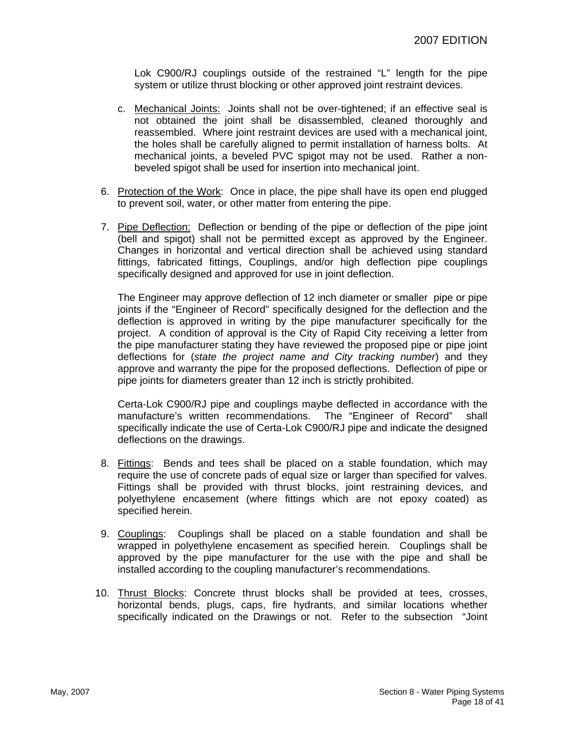Lok C900/RJ couplings outside of the restrained "L" length for the pipe system or utilize thrust blocking or other approved joint restraint devices.

c. Mechanical Joints: Joints shall not be over-tightened; if an effective seal is not obtained the joint shall be disassembled, cleaned thoroughly and reassembled. Where joint restraint devices are used with a mechanical joint, the holes shall be carefully aligned to permit installation of harness bolts. At mechanical joints, a beveled PVC spigot may not be used. Rather a non-beveled spigot shall be used for insertion into mechanical joint.

6. Protection of the Work: Once in place, the pipe shall have its open end plugged to prevent soil, water, or other matter from entering the pipe.

7. Pipe Deflection: Deflection or bending of the pipe or deflection of the pipe joint (bell and spigot) shall not be permitted except as approved by the Engineer. Changes in horizontal and vertical direction shall be achieved using standard fittings, fabricated fittings, Couplings, and/or high deflection pipe couplings specifically designed and approved for use in joint deflection.

   The Engineer may approve deflection of 12 inch diameter or smaller pipe or pipe joints if the "Engineer of Record" specifically designed for the deflection and the deflection is approved in writing by the pipe manufacturer specifically for the project. A condition of approval is the City of Rapid City receiving a letter from the pipe manufacturer stating they have reviewed the proposed pipe or pipe joint deflections for (*state the project name and City tracking number*) and they approve and warranty the pipe for the proposed deflections. Deflection of pipe or pipe joints for diameters greater than 12 inch is strictly prohibited.

   Certa-Lok C900/RJ pipe and couplings maybe deflected in accordance with the manufacture's written recommendations. The "Engineer of Record" shall specifically indicate the use of Certa-Lok C900/RJ pipe and indicate the designed deflections on the drawings.

8. Fittings: Bends and tees shall be placed on a stable foundation, which may require the use of concrete pads of equal size or larger than specified for valves. Fittings shall be provided with thrust blocks, joint restraining devices, and polyethylene encasement (where fittings which are not epoxy coated) as specified herein.

9. Couplings: Couplings shall be placed on a stable foundation and shall be wrapped in polyethylene encasement as specified herein. Couplings shall be approved by the pipe manufacturer for the use with the pipe and shall be installed according to the coupling manufacturer's recommendations.

10. Thrust Blocks: Concrete thrust blocks shall be provided at tees, crosses, horizontal bends, plugs, caps, fire hydrants, and similar locations whether specifically indicated on the Drawings or not. Refer to the subsection "Joint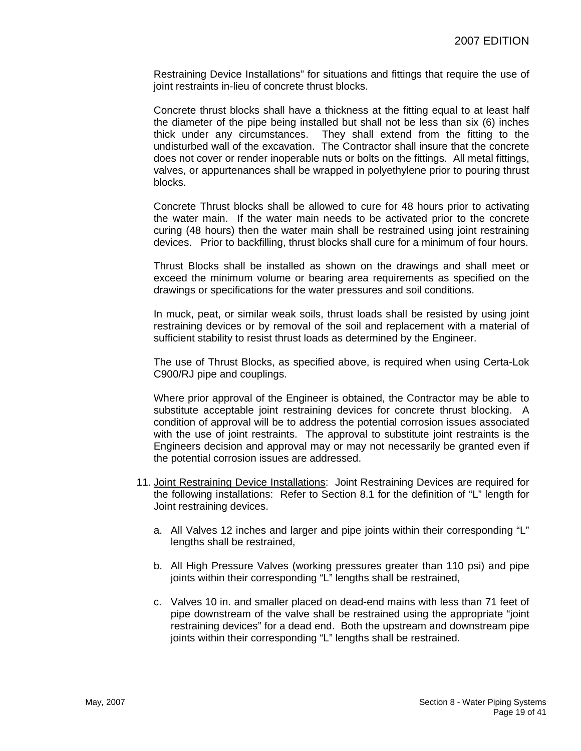Restraining Device Installations" for situations and fittings that require the use of joint restraints in-lieu of concrete thrust blocks.

Concrete thrust blocks shall have a thickness at the fitting equal to at least half the diameter of the pipe being installed but shall not be less than six (6) inches thick under any circumstances. They shall extend from the fitting to the undisturbed wall of the excavation. The Contractor shall insure that the concrete does not cover or render inoperable nuts or bolts on the fittings. All metal fittings, valves, or appurtenances shall be wrapped in polyethylene prior to pouring thrust blocks.

Concrete Thrust blocks shall be allowed to cure for 48 hours prior to activating the water main. If the water main needs to be activated prior to the concrete curing (48 hours) then the water main shall be restrained using joint restraining devices. Prior to backfilling, thrust blocks shall cure for a minimum of four hours.

Thrust Blocks shall be installed as shown on the drawings and shall meet or exceed the minimum volume or bearing area requirements as specified on the drawings or specifications for the water pressures and soil conditions.

In muck, peat, or similar weak soils, thrust loads shall be resisted by using joint restraining devices or by removal of the soil and replacement with a material of sufficient stability to resist thrust loads as determined by the Engineer.

The use of Thrust Blocks, as specified above, is required when using Certa-Lok C900/RJ pipe and couplings.

Where prior approval of the Engineer is obtained, the Contractor may be able to substitute acceptable joint restraining devices for concrete thrust blocking. A condition of approval will be to address the potential corrosion issues associated with the use of joint restraints. The approval to substitute joint restraints is the Engineers decision and approval may or may not necessarily be granted even if the potential corrosion issues are addressed.

11. Joint Restraining Device Installations: Joint Restraining Devices are required for the following installations: Refer to Section 8.1 for the definition of "L" length for Joint restraining devices.

    a. All Valves 12 inches and larger and pipe joints within their corresponding "L" lengths shall be restrained,

    b. All High Pressure Valves (working pressures greater than 110 psi) and pipe joints within their corresponding "L" lengths shall be restrained,

    c. Valves 10 in. and smaller placed on dead-end mains with less than 71 feet of pipe downstream of the valve shall be restrained using the appropriate "joint restraining devices" for a dead end. Both the upstream and downstream pipe joints within their corresponding "L" lengths shall be restrained.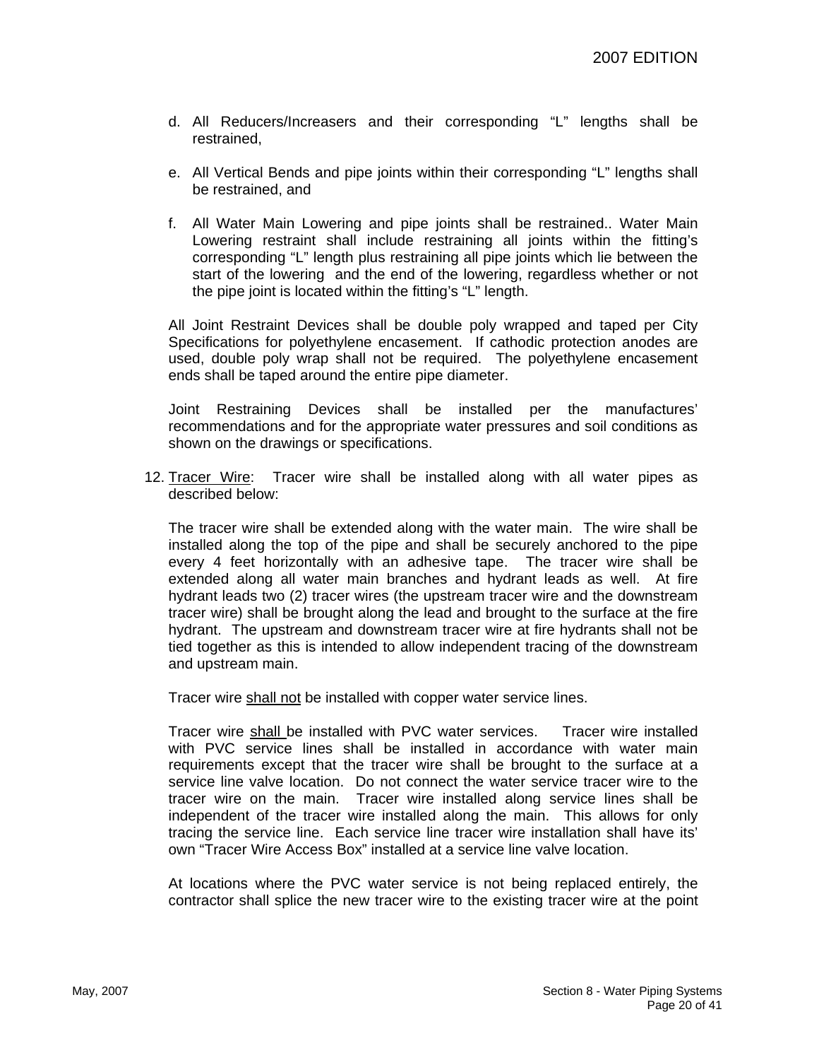d. All Reducers/Increasers and their corresponding "L" lengths shall be restrained,

e. All Vertical Bends and pipe joints within their corresponding "L" lengths shall be restrained, and

f. All Water Main Lowering and pipe joints shall be restrained.. Water Main Lowering restraint shall include restraining all joints within the fitting's corresponding "L" length plus restraining all pipe joints which lie between the start of the lowering and the end of the lowering, regardless whether or not the pipe joint is located within the fitting's "L" length.

All Joint Restraint Devices shall be double poly wrapped and taped per City Specifications for polyethylene encasement. If cathodic protection anodes are used, double poly wrap shall not be required. The polyethylene encasement ends shall be taped around the entire pipe diameter.

Joint Restraining Devices shall be installed per the manufactures' recommendations and for the appropriate water pressures and soil conditions as shown on the drawings or specifications.

12. <u>Tracer Wire</u>: Tracer wire shall be installed along with all water pipes as described below:

The tracer wire shall be extended along with the water main. The wire shall be installed along the top of the pipe and shall be securely anchored to the pipe every 4 feet horizontally with an adhesive tape. The tracer wire shall be extended along all water main branches and hydrant leads as well. At fire hydrant leads two (2) tracer wires (the upstream tracer wire and the downstream tracer wire) shall be brought along the lead and brought to the surface at the fire hydrant. The upstream and downstream tracer wire at fire hydrants shall not be tied together as this is intended to allow independent tracing of the downstream and upstream main.

Tracer wire <u>shall not</u> be installed with copper water service lines.

Tracer wire <u>shall</u> be installed with PVC water services. Tracer wire installed with PVC service lines shall be installed in accordance with water main requirements except that the tracer wire shall be brought to the surface at a service line valve location. Do not connect the water service tracer wire to the tracer wire on the main. Tracer wire installed along service lines shall be independent of the tracer wire installed along the main. This allows for only tracing the service line. Each service line tracer wire installation shall have its' own "Tracer Wire Access Box" installed at a service line valve location.

At locations where the PVC water service is not being replaced entirely, the contractor shall splice the new tracer wire to the existing tracer wire at the point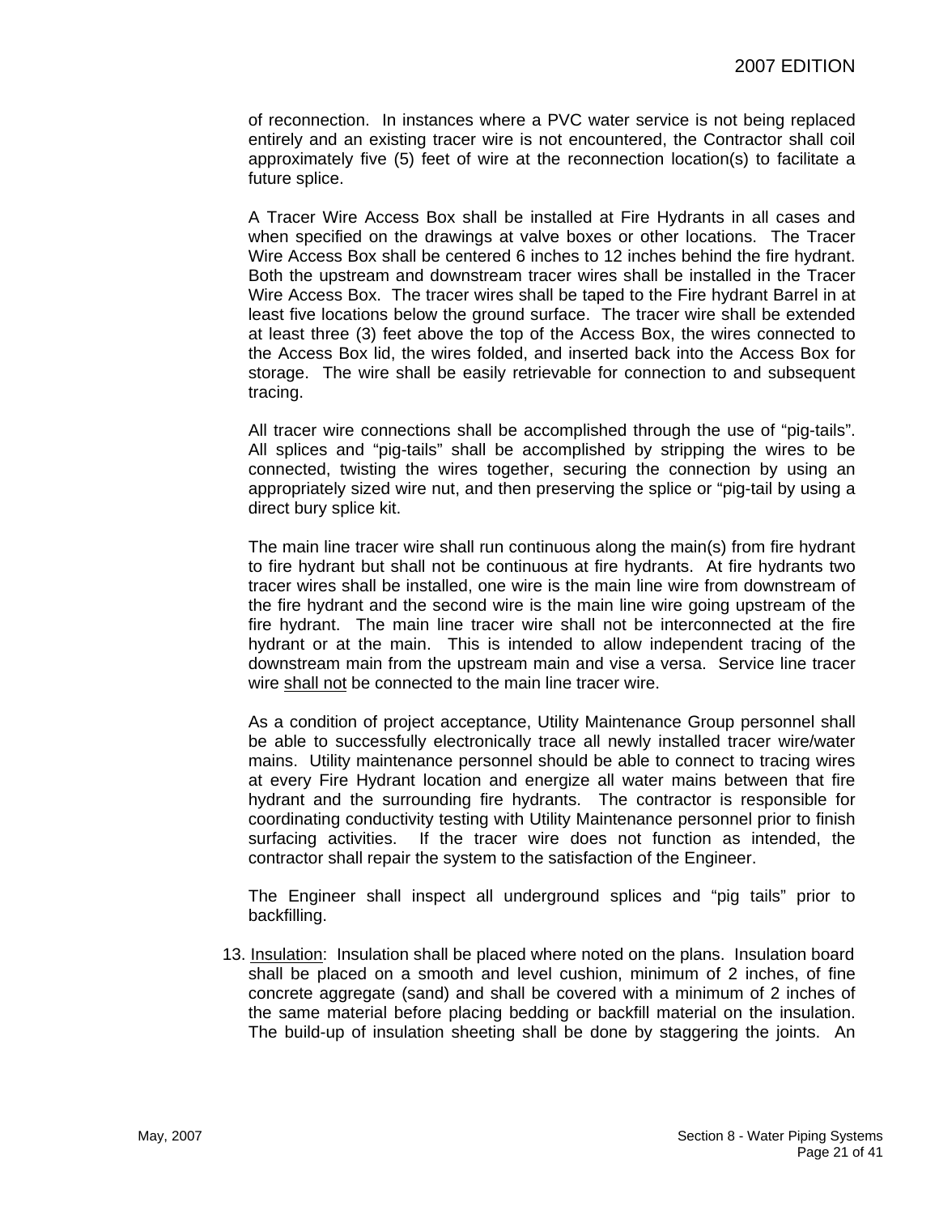of reconnection. In instances where a PVC water service is not being replaced entirely and an existing tracer wire is not encountered, the Contractor shall coil approximately five (5) feet of wire at the reconnection location(s) to facilitate a future splice.

A Tracer Wire Access Box shall be installed at Fire Hydrants in all cases and when specified on the drawings at valve boxes or other locations. The Tracer Wire Access Box shall be centered 6 inches to 12 inches behind the fire hydrant. Both the upstream and downstream tracer wires shall be installed in the Tracer Wire Access Box. The tracer wires shall be taped to the Fire hydrant Barrel in at least five locations below the ground surface. The tracer wire shall be extended at least three (3) feet above the top of the Access Box, the wires connected to the Access Box lid, the wires folded, and inserted back into the Access Box for storage. The wire shall be easily retrievable for connection to and subsequent tracing.

All tracer wire connections shall be accomplished through the use of "pig-tails". All splices and "pig-tails" shall be accomplished by stripping the wires to be connected, twisting the wires together, securing the connection by using an appropriately sized wire nut, and then preserving the splice or "pig-tail by using a direct bury splice kit.

The main line tracer wire shall run continuous along the main(s) from fire hydrant to fire hydrant but shall not be continuous at fire hydrants. At fire hydrants two tracer wires shall be installed, one wire is the main line wire from downstream of the fire hydrant and the second wire is the main line wire going upstream of the fire hydrant. The main line tracer wire shall not be interconnected at the fire hydrant or at the main. This is intended to allow independent tracing of the downstream main from the upstream main and vise a versa. Service line tracer wire <u>shall not</u> be connected to the main line tracer wire.

As a condition of project acceptance, Utility Maintenance Group personnel shall be able to successfully electronically trace all newly installed tracer wire/water mains. Utility maintenance personnel should be able to connect to tracing wires at every Fire Hydrant location and energize all water mains between that fire hydrant and the surrounding fire hydrants. The contractor is responsible for coordinating conductivity testing with Utility Maintenance personnel prior to finish surfacing activities. If the tracer wire does not function as intended, the contractor shall repair the system to the satisfaction of the Engineer.

The Engineer shall inspect all underground splices and "pig tails" prior to backfilling.

13. <u>Insulation</u>: Insulation shall be placed where noted on the plans. Insulation board shall be placed on a smooth and level cushion, minimum of 2 inches, of fine concrete aggregate (sand) and shall be covered with a minimum of 2 inches of the same material before placing bedding or backfill material on the insulation. The build-up of insulation sheeting shall be done by staggering the joints. An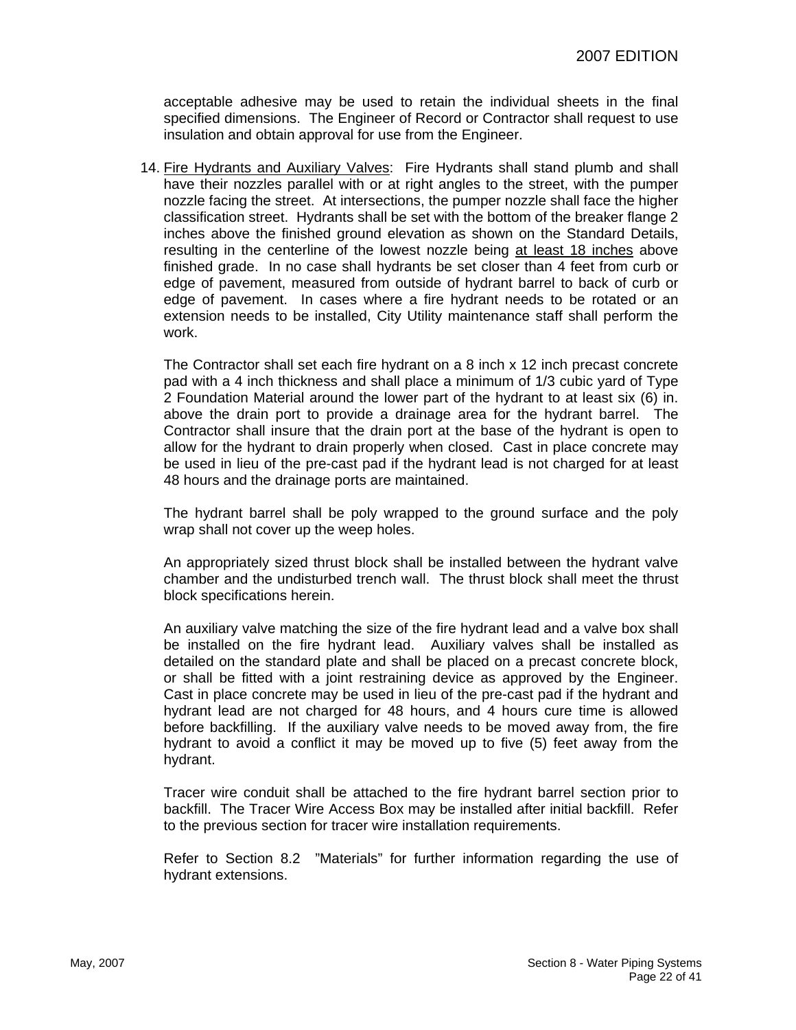acceptable adhesive may be used to retain the individual sheets in the final specified dimensions. The Engineer of Record or Contractor shall request to use insulation and obtain approval for use from the Engineer.

14. Fire Hydrants and Auxiliary Valves: Fire Hydrants shall stand plumb and shall have their nozzles parallel with or at right angles to the street, with the pumper nozzle facing the street. At intersections, the pumper nozzle shall face the higher classification street. Hydrants shall be set with the bottom of the breaker flange 2 inches above the finished ground elevation as shown on the Standard Details, resulting in the centerline of the lowest nozzle being at least 18 inches above finished grade. In no case shall hydrants be set closer than 4 feet from curb or edge of pavement, measured from outside of hydrant barrel to back of curb or edge of pavement. In cases where a fire hydrant needs to be rotated or an extension needs to be installed, City Utility maintenance staff shall perform the work.

    The Contractor shall set each fire hydrant on a 8 inch x 12 inch precast concrete pad with a 4 inch thickness and shall place a minimum of 1/3 cubic yard of Type 2 Foundation Material around the lower part of the hydrant to at least six (6) in. above the drain port to provide a drainage area for the hydrant barrel. The Contractor shall insure that the drain port at the base of the hydrant is open to allow for the hydrant to drain properly when closed. Cast in place concrete may be used in lieu of the pre-cast pad if the hydrant lead is not charged for at least 48 hours and the drainage ports are maintained.

    The hydrant barrel shall be poly wrapped to the ground surface and the poly wrap shall not cover up the weep holes.

    An appropriately sized thrust block shall be installed between the hydrant valve chamber and the undisturbed trench wall. The thrust block shall meet the thrust block specifications herein.

    An auxiliary valve matching the size of the fire hydrant lead and a valve box shall be installed on the fire hydrant lead. Auxiliary valves shall be installed as detailed on the standard plate and shall be placed on a precast concrete block, or shall be fitted with a joint restraining device as approved by the Engineer. Cast in place concrete may be used in lieu of the pre-cast pad if the hydrant and hydrant lead are not charged for 48 hours, and 4 hours cure time is allowed before backfilling. If the auxiliary valve needs to be moved away from, the fire hydrant to avoid a conflict it may be moved up to five (5) feet away from the hydrant.

    Tracer wire conduit shall be attached to the fire hydrant barrel section prior to backfill. The Tracer Wire Access Box may be installed after initial backfill. Refer to the previous section for tracer wire installation requirements.

    Refer to Section 8.2 "Materials" for further information regarding the use of hydrant extensions.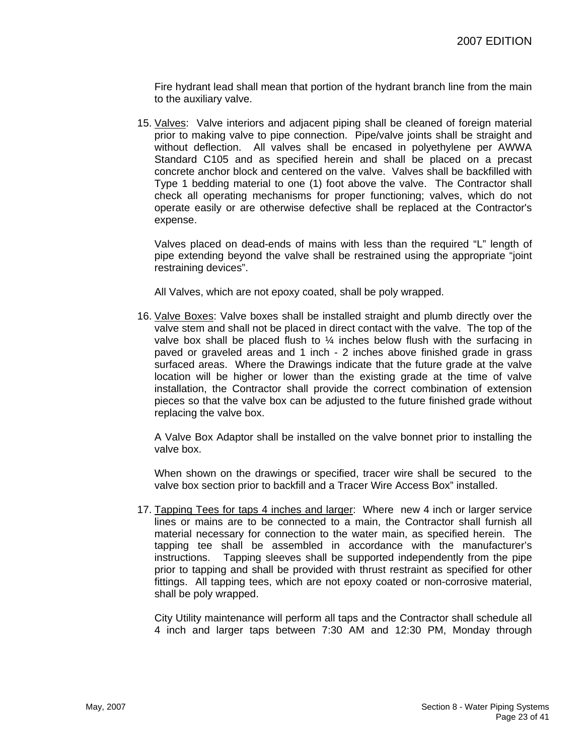Fire hydrant lead shall mean that portion of the hydrant branch line from the main to the auxiliary valve.

15. Valves: Valve interiors and adjacent piping shall be cleaned of foreign material prior to making valve to pipe connection. Pipe/valve joints shall be straight and without deflection. All valves shall be encased in polyethylene per AWWA Standard C105 and as specified herein and shall be placed on a precast concrete anchor block and centered on the valve. Valves shall be backfilled with Type 1 bedding material to one (1) foot above the valve. The Contractor shall check all operating mechanisms for proper functioning; valves, which do not operate easily or are otherwise defective shall be replaced at the Contractor's expense.

    Valves placed on dead-ends of mains with less than the required "L" length of pipe extending beyond the valve shall be restrained using the appropriate "joint restraining devices".

    All Valves, which are not epoxy coated, shall be poly wrapped.

16. Valve Boxes: Valve boxes shall be installed straight and plumb directly over the valve stem and shall not be placed in direct contact with the valve. The top of the valve box shall be placed flush to ¼ inches below flush with the surfacing in paved or graveled areas and 1 inch - 2 inches above finished grade in grass surfaced areas. Where the Drawings indicate that the future grade at the valve location will be higher or lower than the existing grade at the time of valve installation, the Contractor shall provide the correct combination of extension pieces so that the valve box can be adjusted to the future finished grade without replacing the valve box.

    A Valve Box Adaptor shall be installed on the valve bonnet prior to installing the valve box.

    When shown on the drawings or specified, tracer wire shall be secured to the valve box section prior to backfill and a Tracer Wire Access Box" installed.

17. Tapping Tees for taps 4 inches and larger: Where new 4 inch or larger service lines or mains are to be connected to a main, the Contractor shall furnish all material necessary for connection to the water main, as specified herein. The tapping tee shall be assembled in accordance with the manufacturer's instructions. Tapping sleeves shall be supported independently from the pipe prior to tapping and shall be provided with thrust restraint as specified for other fittings. All tapping tees, which are not epoxy coated or non-corrosive material, shall be poly wrapped.

    City Utility maintenance will perform all taps and the Contractor shall schedule all 4 inch and larger taps between 7:30 AM and 12:30 PM, Monday through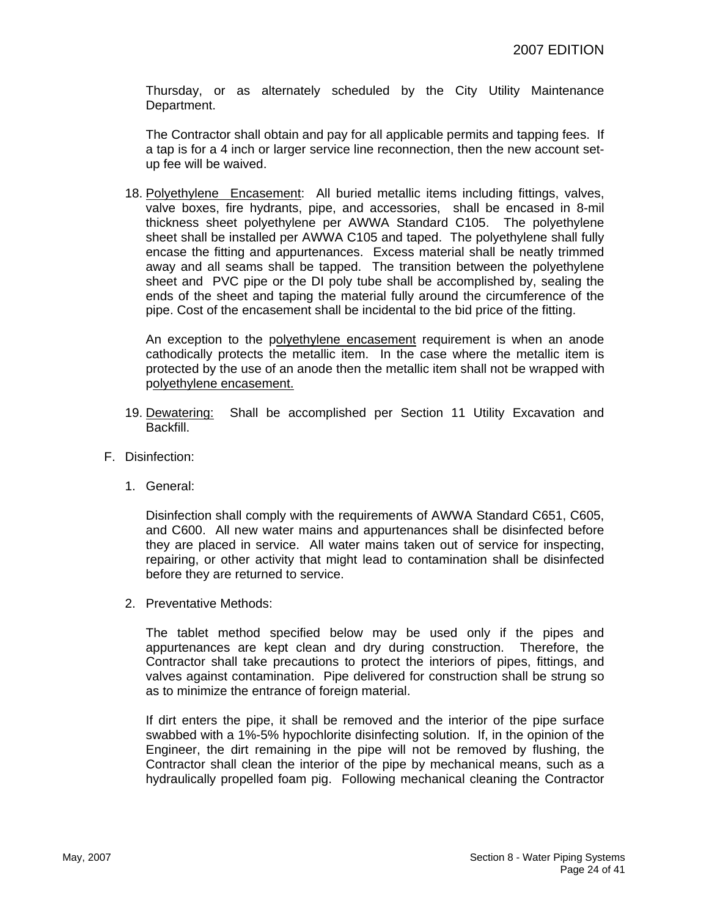Thursday, or as alternately scheduled by the City Utility Maintenance Department.

The Contractor shall obtain and pay for all applicable permits and tapping fees. If a tap is for a 4 inch or larger service line reconnection, then the new account set-up fee will be waived.

18. Polyethylene Encasement: All buried metallic items including fittings, valves, valve boxes, fire hydrants, pipe, and accessories, shall be encased in 8-mil thickness sheet polyethylene per AWWA Standard C105. The polyethylene sheet shall be installed per AWWA C105 and taped. The polyethylene shall fully encase the fitting and appurtenances. Excess material shall be neatly trimmed away and all seams shall be tapped. The transition between the polyethylene sheet and PVC pipe or the DI poly tube shall be accomplished by, sealing the ends of the sheet and taping the material fully around the circumference of the pipe. Cost of the encasement shall be incidental to the bid price of the fitting.

   An exception to the polyethylene encasement requirement is when an anode cathodically protects the metallic item. In the case where the metallic item is protected by the use of an anode then the metallic item shall not be wrapped with polyethylene encasement.

19. Dewatering: Shall be accomplished per Section 11 Utility Excavation and Backfill.

F. Disinfection:

   1. General:

      Disinfection shall comply with the requirements of AWWA Standard C651, C605, and C600. All new water mains and appurtenances shall be disinfected before they are placed in service. All water mains taken out of service for inspecting, repairing, or other activity that might lead to contamination shall be disinfected before they are returned to service.

   2. Preventative Methods:

      The tablet method specified below may be used only if the pipes and appurtenances are kept clean and dry during construction. Therefore, the Contractor shall take precautions to protect the interiors of pipes, fittings, and valves against contamination. Pipe delivered for construction shall be strung so as to minimize the entrance of foreign material.

      If dirt enters the pipe, it shall be removed and the interior of the pipe surface swabbed with a 1%-5% hypochlorite disinfecting solution. If, in the opinion of the Engineer, the dirt remaining in the pipe will not be removed by flushing, the Contractor shall clean the interior of the pipe by mechanical means, such as a hydraulically propelled foam pig. Following mechanical cleaning the Contractor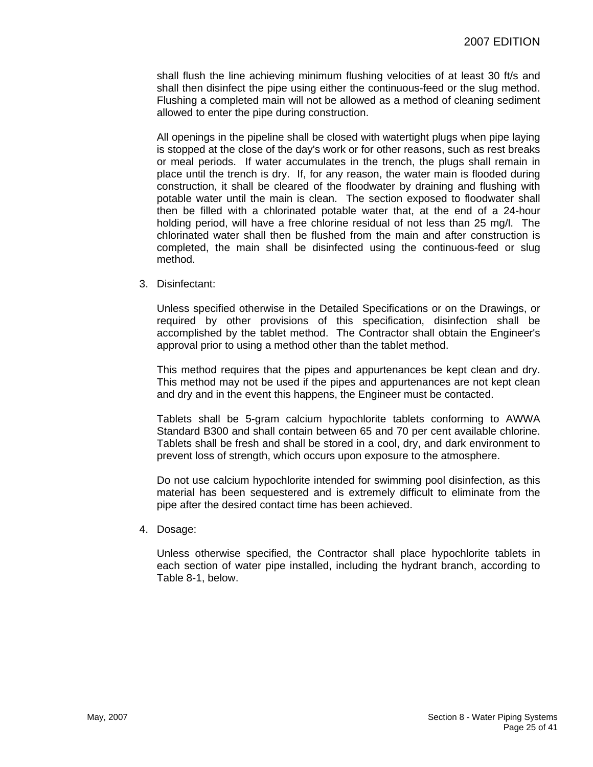shall flush the line achieving minimum flushing velocities of at least 30 ft/s and shall then disinfect the pipe using either the continuous-feed or the slug method. Flushing a completed main will not be allowed as a method of cleaning sediment allowed to enter the pipe during construction.

All openings in the pipeline shall be closed with watertight plugs when pipe laying is stopped at the close of the day's work or for other reasons, such as rest breaks or meal periods. If water accumulates in the trench, the plugs shall remain in place until the trench is dry. If, for any reason, the water main is flooded during construction, it shall be cleared of the floodwater by draining and flushing with potable water until the main is clean. The section exposed to floodwater shall then be filled with a chlorinated potable water that, at the end of a 24-hour holding period, will have a free chlorine residual of not less than 25 mg/l. The chlorinated water shall then be flushed from the main and after construction is completed, the main shall be disinfected using the continuous-feed or slug method.

3. Disinfectant:

   Unless specified otherwise in the Detailed Specifications or on the Drawings, or required by other provisions of this specification, disinfection shall be accomplished by the tablet method. The Contractor shall obtain the Engineer's approval prior to using a method other than the tablet method.

   This method requires that the pipes and appurtenances be kept clean and dry. This method may not be used if the pipes and appurtenances are not kept clean and dry and in the event this happens, the Engineer must be contacted.

   Tablets shall be 5-gram calcium hypochlorite tablets conforming to AWWA Standard B300 and shall contain between 65 and 70 per cent available chlorine. Tablets shall be fresh and shall be stored in a cool, dry, and dark environment to prevent loss of strength, which occurs upon exposure to the atmosphere.

   Do not use calcium hypochlorite intended for swimming pool disinfection, as this material has been sequestered and is extremely difficult to eliminate from the pipe after the desired contact time has been achieved.

4. Dosage:

   Unless otherwise specified, the Contractor shall place hypochlorite tablets in each section of water pipe installed, including the hydrant branch, according to Table 8-1, below.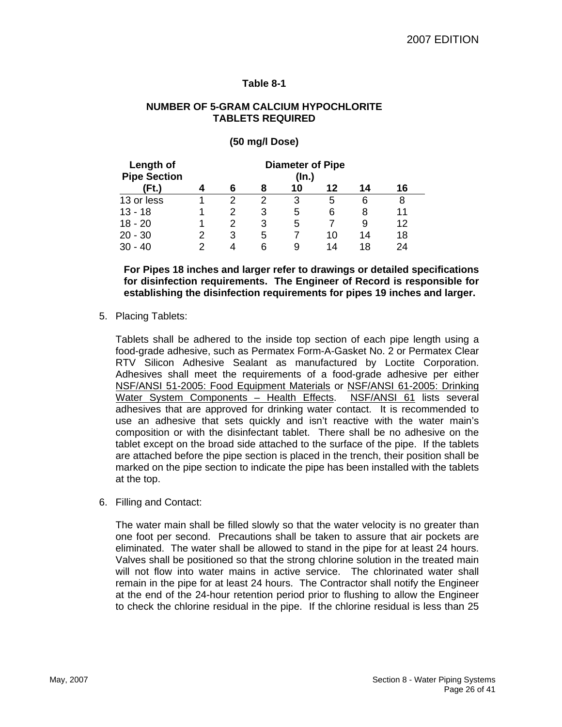**Table 8-1**

**NUMBER OF 5-GRAM CALCIUM HYPOCHLORITE TABLETS REQUIRED**

**(50 mg/l Dose)**

| Length of Pipe Section (Ft.) | Diameter of Pipe (In.) | | | | | | |
|---|---|---|---|---|---|---|---|
| | **4** | **6** | **8** | **10** | **12** | **14** | **16** |
| 13 or less | 1 | 2 | 2 | 3 | 5 | 6 | 8 |
| 13 - 18 | 1 | 2 | 3 | 5 | 6 | 8 | 11 |
| 18 - 20 | 1 | 2 | 3 | 5 | 7 | 9 | 12 |
| 20 - 30 | 2 | 3 | 5 | 7 | 10 | 14 | 18 |
| 30 - 40 | 2 | 4 | 6 | 9 | 14 | 18 | 24 |

**For Pipes 18 inches and larger refer to drawings or detailed specifications for disinfection requirements. The Engineer of Record is responsible for establishing the disinfection requirements for pipes 19 inches and larger.**

5. Placing Tablets:

   Tablets shall be adhered to the inside top section of each pipe length using a food-grade adhesive, such as Permatex Form-A-Gasket No. 2 or Permatex Clear RTV Silicon Adhesive Sealant as manufactured by Loctite Corporation. Adhesives shall meet the requirements of a food-grade adhesive per either NSF/ANSI 51-2005: Food Equipment Materials or NSF/ANSI 61-2005: Drinking Water System Components – Health Effects. NSF/ANSI 61 lists several adhesives that are approved for drinking water contact. It is recommended to use an adhesive that sets quickly and isn't reactive with the water main's composition or with the disinfectant tablet. There shall be no adhesive on the tablet except on the broad side attached to the surface of the pipe. If the tablets are attached before the pipe section is placed in the trench, their position shall be marked on the pipe section to indicate the pipe has been installed with the tablets at the top.

6. Filling and Contact:

   The water main shall be filled slowly so that the water velocity is no greater than one foot per second. Precautions shall be taken to assure that air pockets are eliminated. The water shall be allowed to stand in the pipe for at least 24 hours. Valves shall be positioned so that the strong chlorine solution in the treated main will not flow into water mains in active service. The chlorinated water shall remain in the pipe for at least 24 hours. The Contractor shall notify the Engineer at the end of the 24-hour retention period prior to flushing to allow the Engineer to check the chlorine residual in the pipe. If the chlorine residual is less than 25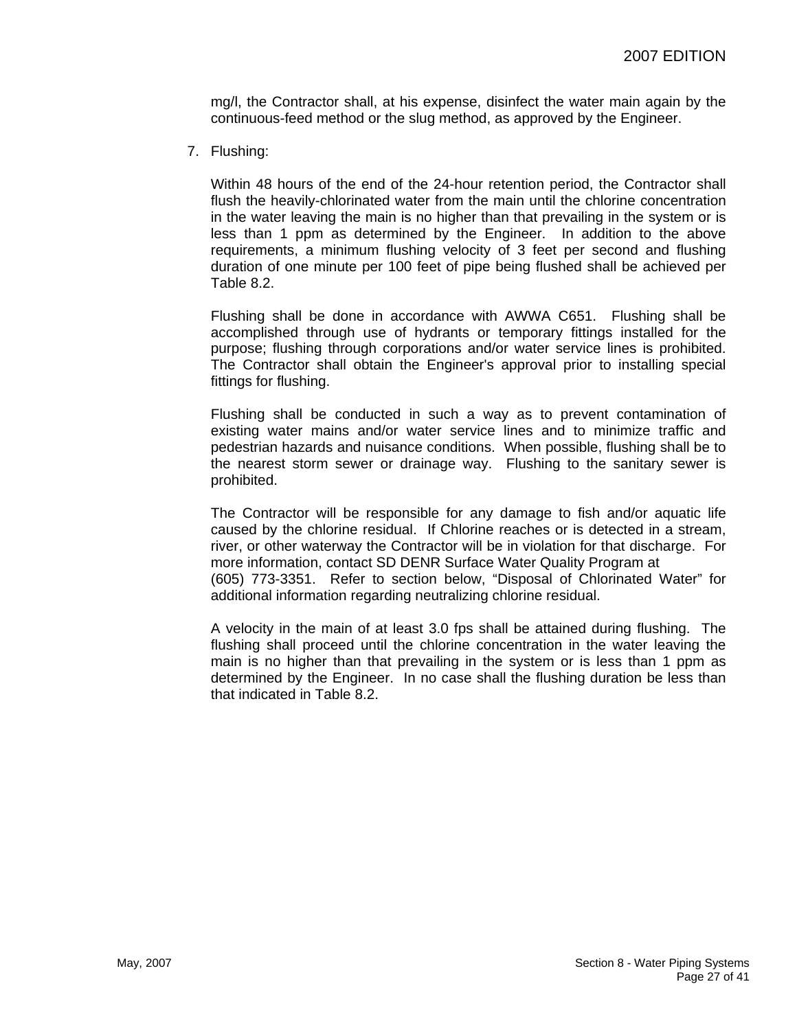mg/l, the Contractor shall, at his expense, disinfect the water main again by the continuous-feed method or the slug method, as approved by the Engineer.

7. Flushing:

   Within 48 hours of the end of the 24-hour retention period, the Contractor shall flush the heavily-chlorinated water from the main until the chlorine concentration in the water leaving the main is no higher than that prevailing in the system or is less than 1 ppm as determined by the Engineer. In addition to the above requirements, a minimum flushing velocity of 3 feet per second and flushing duration of one minute per 100 feet of pipe being flushed shall be achieved per Table 8.2.

   Flushing shall be done in accordance with AWWA C651. Flushing shall be accomplished through use of hydrants or temporary fittings installed for the purpose; flushing through corporations and/or water service lines is prohibited. The Contractor shall obtain the Engineer's approval prior to installing special fittings for flushing.

   Flushing shall be conducted in such a way as to prevent contamination of existing water mains and/or water service lines and to minimize traffic and pedestrian hazards and nuisance conditions. When possible, flushing shall be to the nearest storm sewer or drainage way. Flushing to the sanitary sewer is prohibited.

   The Contractor will be responsible for any damage to fish and/or aquatic life caused by the chlorine residual. If Chlorine reaches or is detected in a stream, river, or other waterway the Contractor will be in violation for that discharge. For more information, contact SD DENR Surface Water Quality Program at (605) 773-3351. Refer to section below, "Disposal of Chlorinated Water" for additional information regarding neutralizing chlorine residual.

   A velocity in the main of at least 3.0 fps shall be attained during flushing. The flushing shall proceed until the chlorine concentration in the water leaving the main is no higher than that prevailing in the system or is less than 1 ppm as determined by the Engineer. In no case shall the flushing duration be less than that indicated in Table 8.2.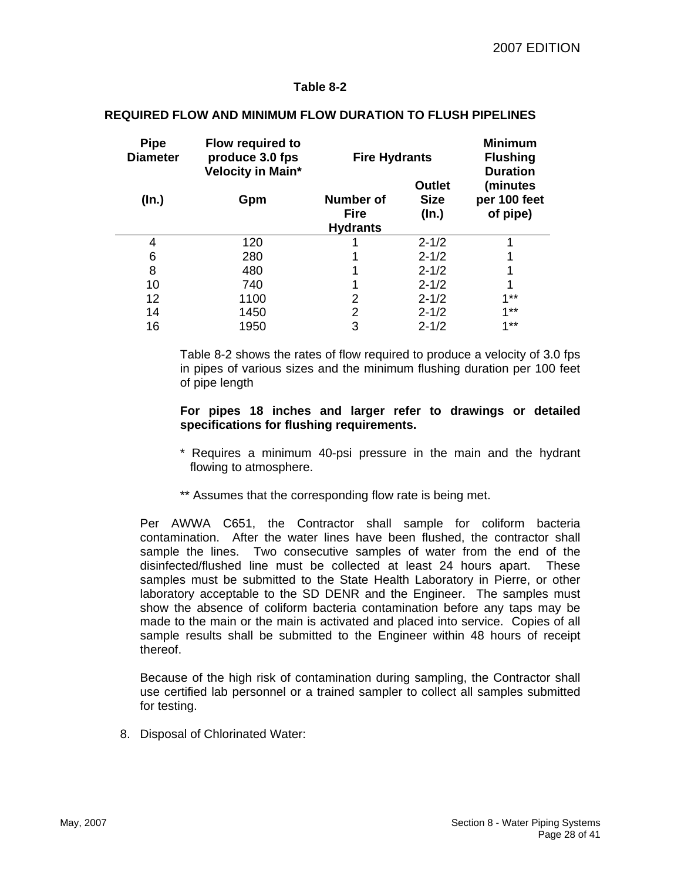**Table 8-2**

**REQUIRED FLOW AND MINIMUM FLOW DURATION TO FLUSH PIPELINES**

| Pipe Diameter | Flow required to produce 3.0 fps Velocity in Main* | Fire Hydrants | | Minimum Flushing Duration |
|---|---|---|---|---|
| (In.) | Gpm | Number of Fire Hydrants | Outlet Size (In.) | (minutes per 100 feet of pipe) |
| 4 | 120 | 1 | 2-1/2 | 1 |
| 6 | 280 | 1 | 2-1/2 | 1 |
| 8 | 480 | 1 | 2-1/2 | 1 |
| 10 | 740 | 1 | 2-1/2 | 1 |
| 12 | 1100 | 2 | 2-1/2 | 1** |
| 14 | 1450 | 2 | 2-1/2 | 1** |
| 16 | 1950 | 3 | 2-1/2 | 1** |

Table 8-2 shows the rates of flow required to produce a velocity of 3.0 fps in pipes of various sizes and the minimum flushing duration per 100 feet of pipe length

**For pipes 18 inches and larger refer to drawings or detailed specifications for flushing requirements.**

\* Requires a minimum 40-psi pressure in the main and the hydrant flowing to atmosphere.

** Assumes that the corresponding flow rate is being met.

Per AWWA C651, the Contractor shall sample for coliform bacteria contamination. After the water lines have been flushed, the contractor shall sample the lines. Two consecutive samples of water from the end of the disinfected/flushed line must be collected at least 24 hours apart. These samples must be submitted to the State Health Laboratory in Pierre, or other laboratory acceptable to the SD DENR and the Engineer. The samples must show the absence of coliform bacteria contamination before any taps may be made to the main or the main is activated and placed into service. Copies of all sample results shall be submitted to the Engineer within 48 hours of receipt thereof.

Because of the high risk of contamination during sampling, the Contractor shall use certified lab personnel or a trained sampler to collect all samples submitted for testing.

8. Disposal of Chlorinated Water: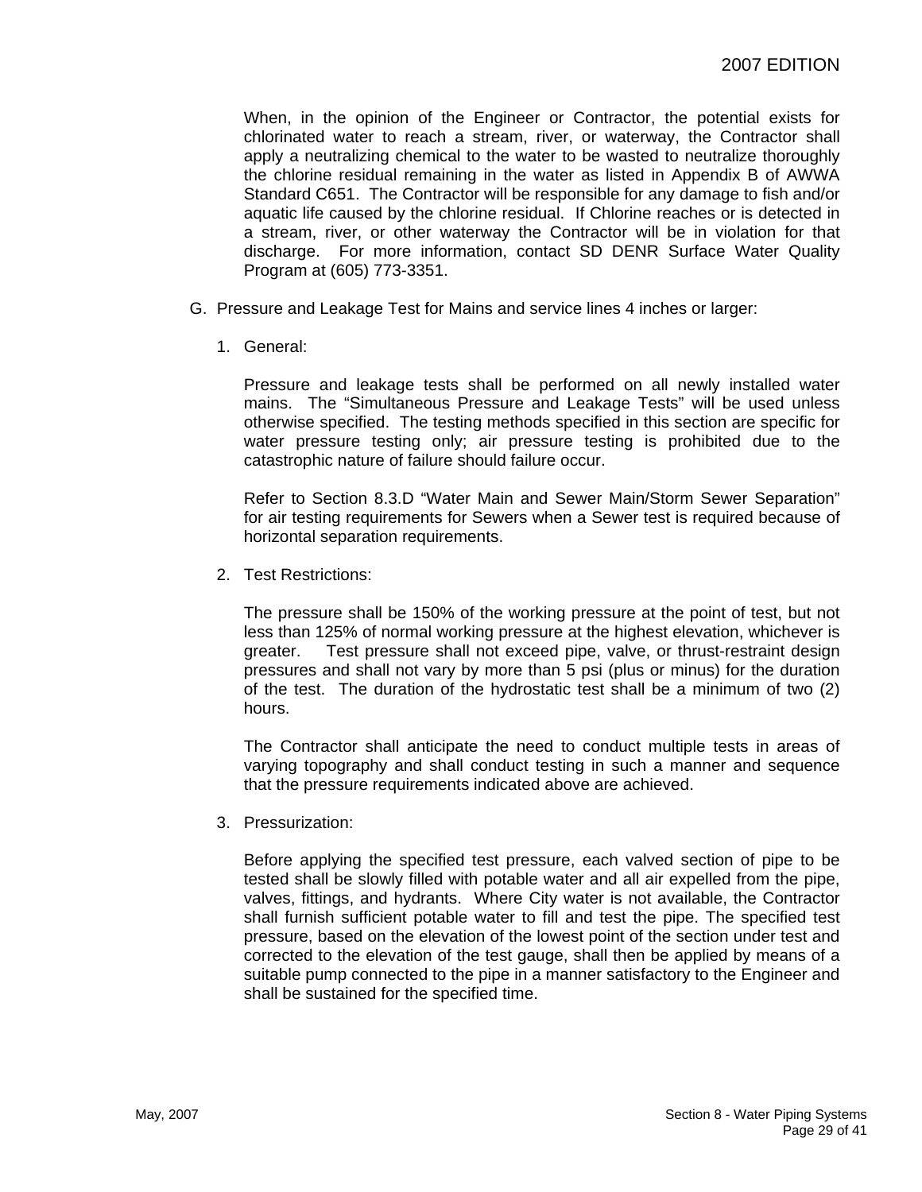When, in the opinion of the Engineer or Contractor, the potential exists for chlorinated water to reach a stream, river, or waterway, the Contractor shall apply a neutralizing chemical to the water to be wasted to neutralize thoroughly the chlorine residual remaining in the water as listed in Appendix B of AWWA Standard C651. The Contractor will be responsible for any damage to fish and/or aquatic life caused by the chlorine residual. If Chlorine reaches or is detected in a stream, river, or other waterway the Contractor will be in violation for that discharge. For more information, contact SD DENR Surface Water Quality Program at (605) 773-3351.

G. Pressure and Leakage Test for Mains and service lines 4 inches or larger:

1. General:

   Pressure and leakage tests shall be performed on all newly installed water mains. The "Simultaneous Pressure and Leakage Tests" will be used unless otherwise specified. The testing methods specified in this section are specific for water pressure testing only; air pressure testing is prohibited due to the catastrophic nature of failure should failure occur.

   Refer to Section 8.3.D "Water Main and Sewer Main/Storm Sewer Separation" for air testing requirements for Sewers when a Sewer test is required because of horizontal separation requirements.

2. Test Restrictions:

   The pressure shall be 150% of the working pressure at the point of test, but not less than 125% of normal working pressure at the highest elevation, whichever is greater. Test pressure shall not exceed pipe, valve, or thrust-restraint design pressures and shall not vary by more than 5 psi (plus or minus) for the duration of the test. The duration of the hydrostatic test shall be a minimum of two (2) hours.

   The Contractor shall anticipate the need to conduct multiple tests in areas of varying topography and shall conduct testing in such a manner and sequence that the pressure requirements indicated above are achieved.

3. Pressurization:

   Before applying the specified test pressure, each valved section of pipe to be tested shall be slowly filled with potable water and all air expelled from the pipe, valves, fittings, and hydrants. Where City water is not available, the Contractor shall furnish sufficient potable water to fill and test the pipe. The specified test pressure, based on the elevation of the lowest point of the section under test and corrected to the elevation of the test gauge, shall then be applied by means of a suitable pump connected to the pipe in a manner satisfactory to the Engineer and shall be sustained for the specified time.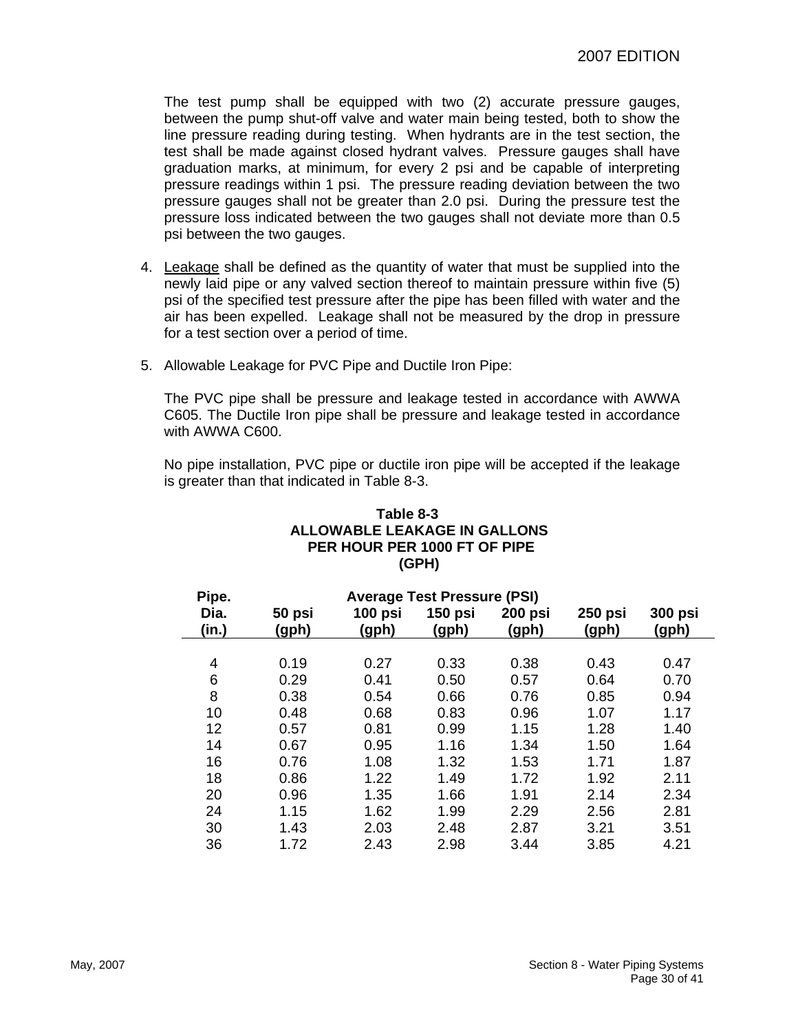The test pump shall be equipped with two (2) accurate pressure gauges, between the pump shut-off valve and water main being tested, both to show the line pressure reading during testing. When hydrants are in the test section, the test shall be made against closed hydrant valves. Pressure gauges shall have graduation marks, at minimum, for every 2 psi and be capable of interpreting pressure readings within 1 psi. The pressure reading deviation between the two pressure gauges shall not be greater than 2.0 psi. During the pressure test the pressure loss indicated between the two gauges shall not deviate more than 0.5 psi between the two gauges.

4. Leakage shall be defined as the quantity of water that must be supplied into the newly laid pipe or any valved section thereof to maintain pressure within five (5) psi of the specified test pressure after the pipe has been filled with water and the air has been expelled. Leakage shall not be measured by the drop in pressure for a test section over a period of time.

5. Allowable Leakage for PVC Pipe and Ductile Iron Pipe:

   The PVC pipe shall be pressure and leakage tested in accordance with AWWA C605. The Ductile Iron pipe shall be pressure and leakage tested in accordance with AWWA C600.

   No pipe installation, PVC pipe or ductile iron pipe will be accepted if the leakage is greater than that indicated in Table 8-3.

**Table 8-3**
**ALLOWABLE LEAKAGE IN GALLONS PER HOUR PER 1000 FT OF PIPE (GPH)**

| Pipe. Dia. (in.) | Average Test Pressure (PSI) 50 psi (gph) | 100 psi (gph) | 150 psi (gph) | 200 psi (gph) | 250 psi (gph) | 300 psi (gph) |
|---|---|---|---|---|---|---|
| 4 | 0.19 | 0.27 | 0.33 | 0.38 | 0.43 | 0.47 |
| 6 | 0.29 | 0.41 | 0.50 | 0.57 | 0.64 | 0.70 |
| 8 | 0.38 | 0.54 | 0.66 | 0.76 | 0.85 | 0.94 |
| 10 | 0.48 | 0.68 | 0.83 | 0.96 | 1.07 | 1.17 |
| 12 | 0.57 | 0.81 | 0.99 | 1.15 | 1.28 | 1.40 |
| 14 | 0.67 | 0.95 | 1.16 | 1.34 | 1.50 | 1.64 |
| 16 | 0.76 | 1.08 | 1.32 | 1.53 | 1.71 | 1.87 |
| 18 | 0.86 | 1.22 | 1.49 | 1.72 | 1.92 | 2.11 |
| 20 | 0.96 | 1.35 | 1.66 | 1.91 | 2.14 | 2.34 |
| 24 | 1.15 | 1.62 | 1.99 | 2.29 | 2.56 | 2.81 |
| 30 | 1.43 | 2.03 | 2.48 | 2.87 | 3.21 | 3.51 |
| 36 | 1.72 | 2.43 | 2.98 | 3.44 | 3.85 | 4.21 |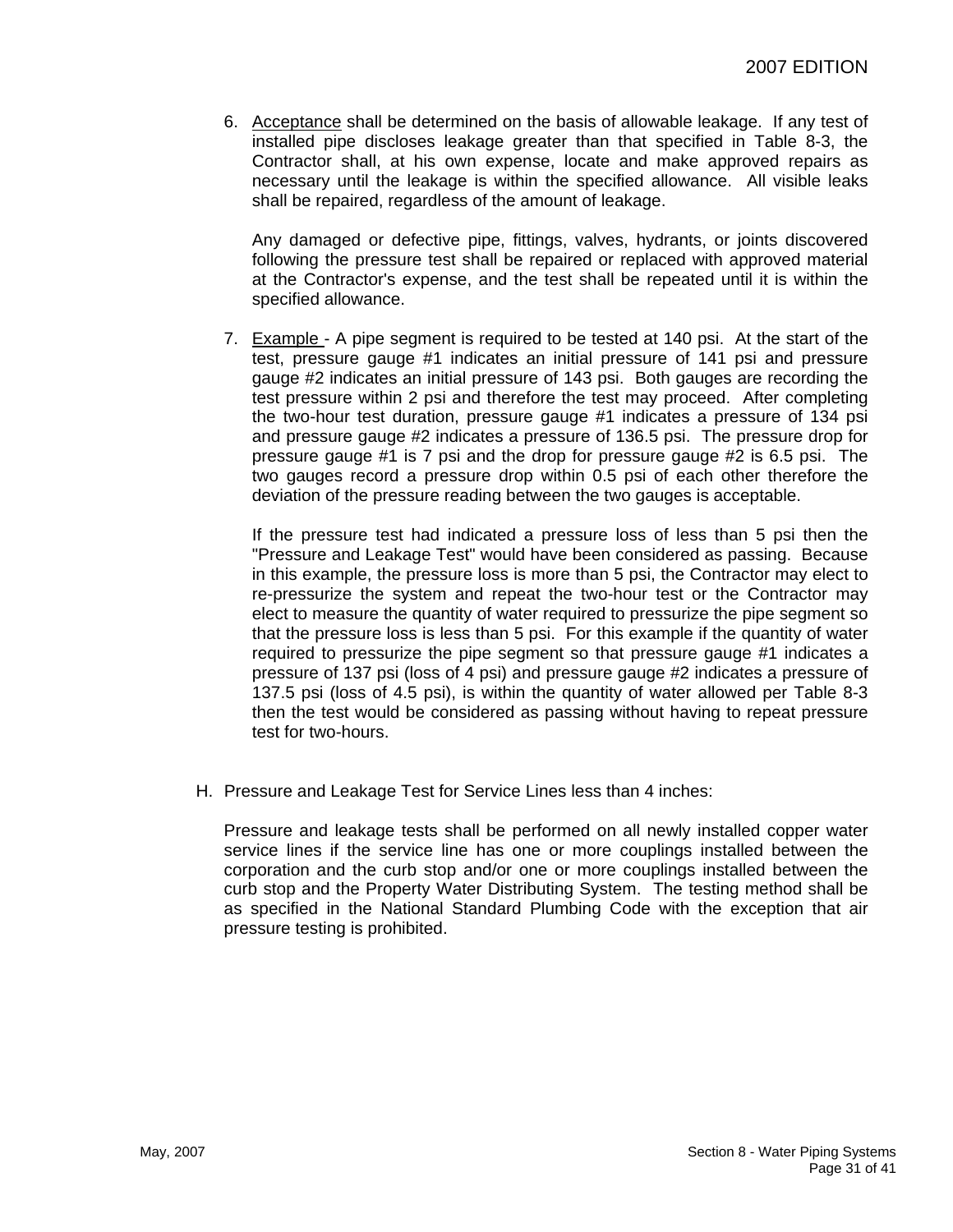6. <u>Acceptance</u> shall be determined on the basis of allowable leakage. If any test of installed pipe discloses leakage greater than that specified in Table 8-3, the Contractor shall, at his own expense, locate and make approved repairs as necessary until the leakage is within the specified allowance. All visible leaks shall be repaired, regardless of the amount of leakage.

   Any damaged or defective pipe, fittings, valves, hydrants, or joints discovered following the pressure test shall be repaired or replaced with approved material at the Contractor's expense, and the test shall be repeated until it is within the specified allowance.

7. <u>Example</u> - A pipe segment is required to be tested at 140 psi. At the start of the test, pressure gauge #1 indicates an initial pressure of 141 psi and pressure gauge #2 indicates an initial pressure of 143 psi. Both gauges are recording the test pressure within 2 psi and therefore the test may proceed. After completing the two-hour test duration, pressure gauge #1 indicates a pressure of 134 psi and pressure gauge #2 indicates a pressure of 136.5 psi. The pressure drop for pressure gauge #1 is 7 psi and the drop for pressure gauge #2 is 6.5 psi. The two gauges record a pressure drop within 0.5 psi of each other therefore the deviation of the pressure reading between the two gauges is acceptable.

   If the pressure test had indicated a pressure loss of less than 5 psi then the "Pressure and Leakage Test" would have been considered as passing. Because in this example, the pressure loss is more than 5 psi, the Contractor may elect to re-pressurize the system and repeat the two-hour test or the Contractor may elect to measure the quantity of water required to pressurize the pipe segment so that the pressure loss is less than 5 psi. For this example if the quantity of water required to pressurize the pipe segment so that pressure gauge #1 indicates a pressure of 137 psi (loss of 4 psi) and pressure gauge #2 indicates a pressure of 137.5 psi (loss of 4.5 psi), is within the quantity of water allowed per Table 8-3 then the test would be considered as passing without having to repeat pressure test for two-hours.

H. Pressure and Leakage Test for Service Lines less than 4 inches:

   Pressure and leakage tests shall be performed on all newly installed copper water service lines if the service line has one or more couplings installed between the corporation and the curb stop and/or one or more couplings installed between the curb stop and the Property Water Distributing System. The testing method shall be as specified in the National Standard Plumbing Code with the exception that air pressure testing is prohibited.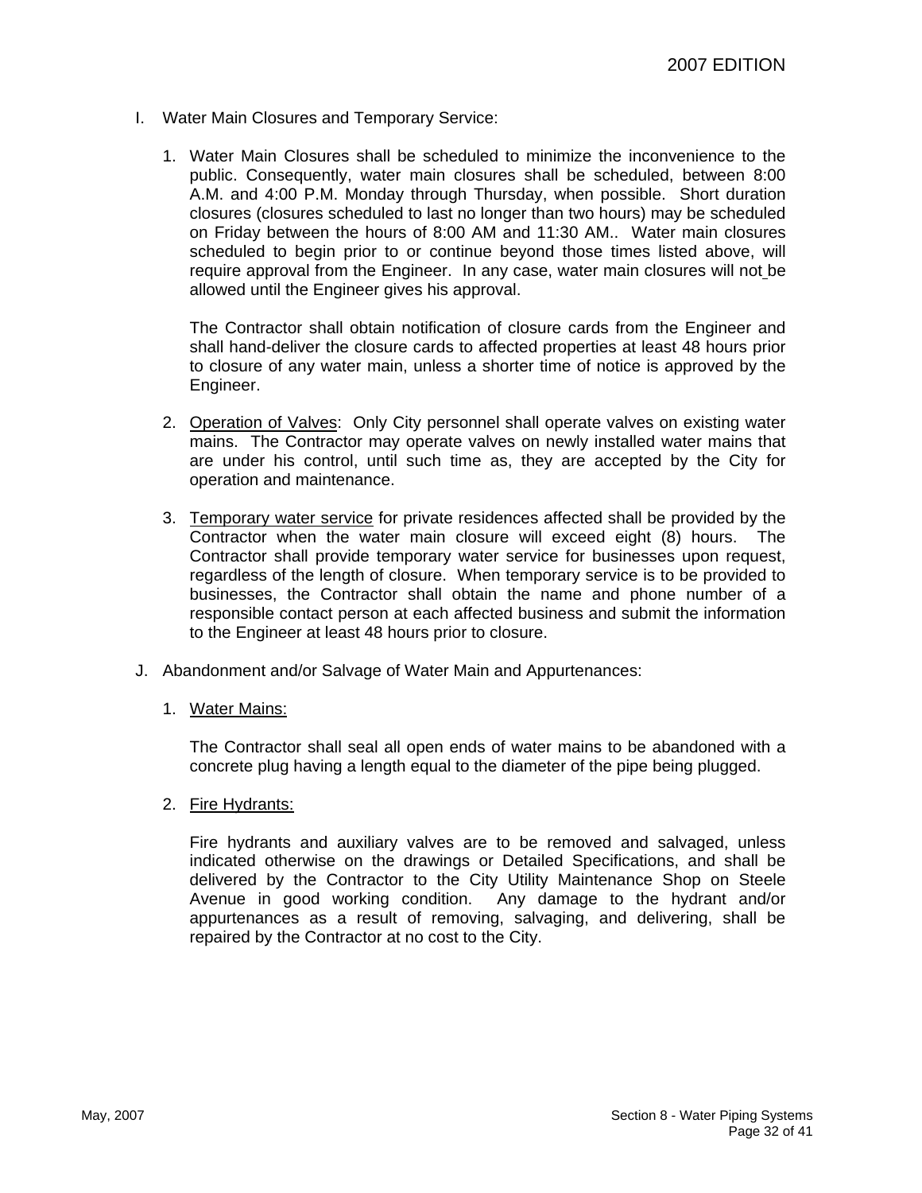I. Water Main Closures and Temporary Service:

1. Water Main Closures shall be scheduled to minimize the inconvenience to the public. Consequently, water main closures shall be scheduled, between 8:00 A.M. and 4:00 P.M. Monday through Thursday, when possible. Short duration closures (closures scheduled to last no longer than two hours) may be scheduled on Friday between the hours of 8:00 AM and 11:30 AM.. Water main closures scheduled to begin prior to or continue beyond those times listed above, will require approval from the Engineer. In any case, water main closures will not be allowed until the Engineer gives his approval.

   The Contractor shall obtain notification of closure cards from the Engineer and shall hand-deliver the closure cards to affected properties at least 48 hours prior to closure of any water main, unless a shorter time of notice is approved by the Engineer.

2. <u>Operation of Valves</u>: Only City personnel shall operate valves on existing water mains. The Contractor may operate valves on newly installed water mains that are under his control, until such time as, they are accepted by the City for operation and maintenance.

3. <u>Temporary water service</u> for private residences affected shall be provided by the Contractor when the water main closure will exceed eight (8) hours. The Contractor shall provide temporary water service for businesses upon request, regardless of the length of closure. When temporary service is to be provided to businesses, the Contractor shall obtain the name and phone number of a responsible contact person at each affected business and submit the information to the Engineer at least 48 hours prior to closure.

J. Abandonment and/or Salvage of Water Main and Appurtenances:

1. <u>Water Mains:</u>

   The Contractor shall seal all open ends of water mains to be abandoned with a concrete plug having a length equal to the diameter of the pipe being plugged.

2. <u>Fire Hydrants:</u>

   Fire hydrants and auxiliary valves are to be removed and salvaged, unless indicated otherwise on the drawings or Detailed Specifications, and shall be delivered by the Contractor to the City Utility Maintenance Shop on Steele Avenue in good working condition. Any damage to the hydrant and/or appurtenances as a result of removing, salvaging, and delivering, shall be repaired by the Contractor at no cost to the City.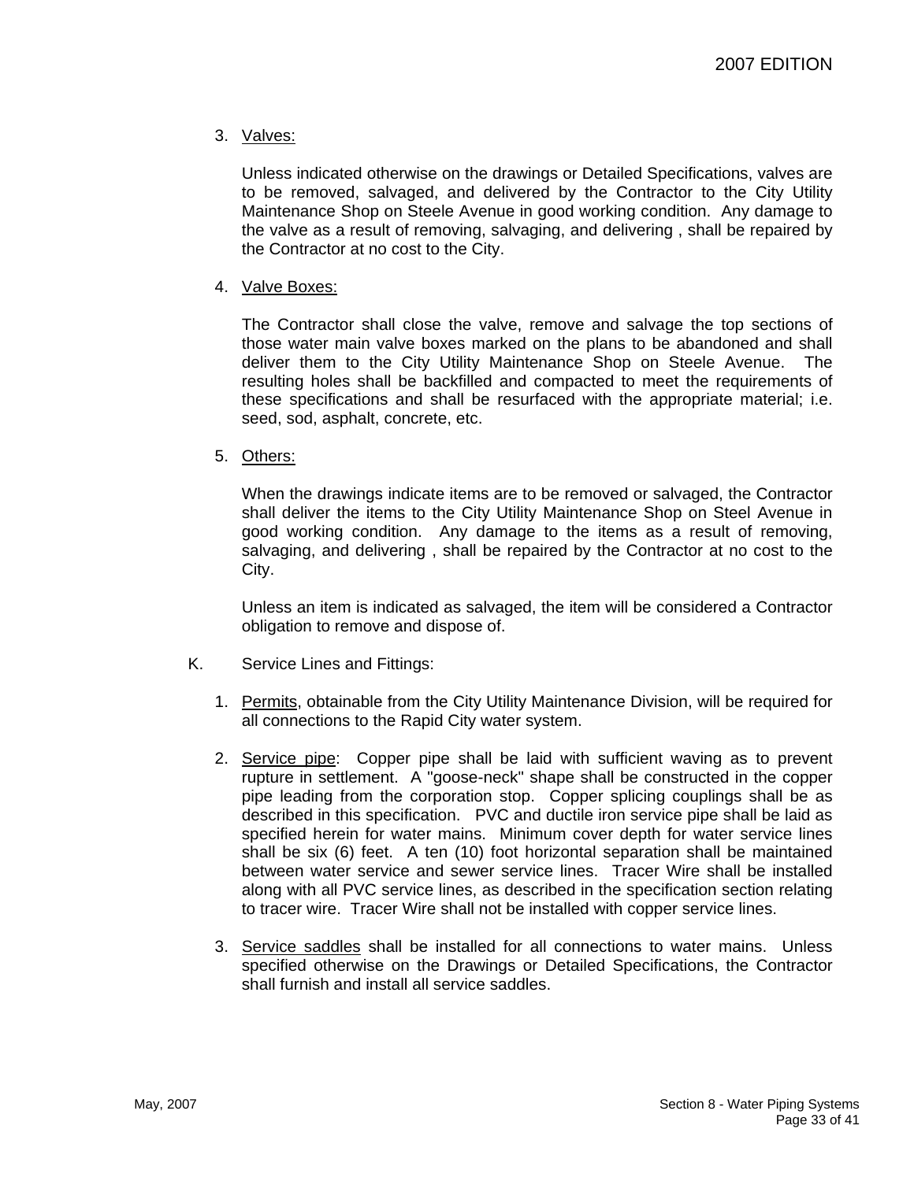3. Valves:

   Unless indicated otherwise on the drawings or Detailed Specifications, valves are to be removed, salvaged, and delivered by the Contractor to the City Utility Maintenance Shop on Steele Avenue in good working condition. Any damage to the valve as a result of removing, salvaging, and delivering , shall be repaired by the Contractor at no cost to the City.

4. Valve Boxes:

   The Contractor shall close the valve, remove and salvage the top sections of those water main valve boxes marked on the plans to be abandoned and shall deliver them to the City Utility Maintenance Shop on Steele Avenue. The resulting holes shall be backfilled and compacted to meet the requirements of these specifications and shall be resurfaced with the appropriate material; i.e. seed, sod, asphalt, concrete, etc.

5. Others:

   When the drawings indicate items are to be removed or salvaged, the Contractor shall deliver the items to the City Utility Maintenance Shop on Steel Avenue in good working condition. Any damage to the items as a result of removing, salvaging, and delivering , shall be repaired by the Contractor at no cost to the City.

   Unless an item is indicated as salvaged, the item will be considered a Contractor obligation to remove and dispose of.

K. Service Lines and Fittings:

1. Permits, obtainable from the City Utility Maintenance Division, will be required for all connections to the Rapid City water system.

2. Service pipe: Copper pipe shall be laid with sufficient waving as to prevent rupture in settlement. A "goose-neck" shape shall be constructed in the copper pipe leading from the corporation stop. Copper splicing couplings shall be as described in this specification. PVC and ductile iron service pipe shall be laid as specified herein for water mains. Minimum cover depth for water service lines shall be six (6) feet. A ten (10) foot horizontal separation shall be maintained between water service and sewer service lines. Tracer Wire shall be installed along with all PVC service lines, as described in the specification section relating to tracer wire. Tracer Wire shall not be installed with copper service lines.

3. Service saddles shall be installed for all connections to water mains. Unless specified otherwise on the Drawings or Detailed Specifications, the Contractor shall furnish and install all service saddles.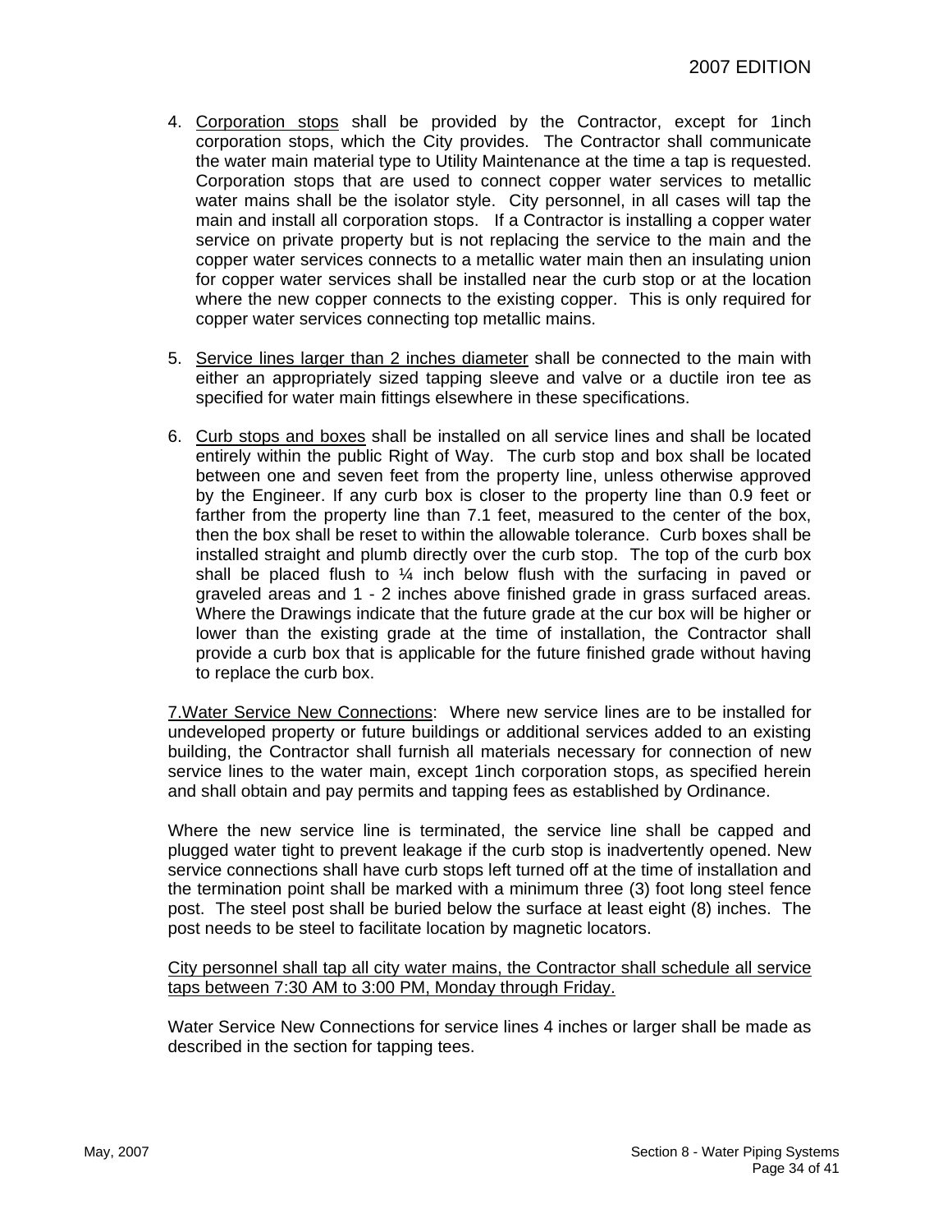4. <u>Corporation stops</u> shall be provided by the Contractor, except for 1inch corporation stops, which the City provides. The Contractor shall communicate the water main material type to Utility Maintenance at the time a tap is requested. Corporation stops that are used to connect copper water services to metallic water mains shall be the isolator style. City personnel, in all cases will tap the main and install all corporation stops. If a Contractor is installing a copper water service on private property but is not replacing the service to the main and the copper water services connects to a metallic water main then an insulating union for copper water services shall be installed near the curb stop or at the location where the new copper connects to the existing copper. This is only required for copper water services connecting top metallic mains.

5. <u>Service lines larger than 2 inches diameter</u> shall be connected to the main with either an appropriately sized tapping sleeve and valve or a ductile iron tee as specified for water main fittings elsewhere in these specifications.

6. <u>Curb stops and boxes</u> shall be installed on all service lines and shall be located entirely within the public Right of Way. The curb stop and box shall be located between one and seven feet from the property line, unless otherwise approved by the Engineer. If any curb box is closer to the property line than 0.9 feet or farther from the property line than 7.1 feet, measured to the center of the box, then the box shall be reset to within the allowable tolerance. Curb boxes shall be installed straight and plumb directly over the curb stop. The top of the curb box shall be placed flush to ¼ inch below flush with the surfacing in paved or graveled areas and 1 - 2 inches above finished grade in grass surfaced areas. Where the Drawings indicate that the future grade at the cur box will be higher or lower than the existing grade at the time of installation, the Contractor shall provide a curb box that is applicable for the future finished grade without having to replace the curb box.

<u>7.Water Service New Connections</u>: Where new service lines are to be installed for undeveloped property or future buildings or additional services added to an existing building, the Contractor shall furnish all materials necessary for connection of new service lines to the water main, except 1inch corporation stops, as specified herein and shall obtain and pay permits and tapping fees as established by Ordinance.

Where the new service line is terminated, the service line shall be capped and plugged water tight to prevent leakage if the curb stop is inadvertently opened. New service connections shall have curb stops left turned off at the time of installation and the termination point shall be marked with a minimum three (3) foot long steel fence post. The steel post shall be buried below the surface at least eight (8) inches. The post needs to be steel to facilitate location by magnetic locators.

<u>City personnel shall tap all city water mains, the Contractor shall schedule all service taps between 7:30 AM to 3:00 PM, Monday through Friday.</u>

Water Service New Connections for service lines 4 inches or larger shall be made as described in the section for tapping tees.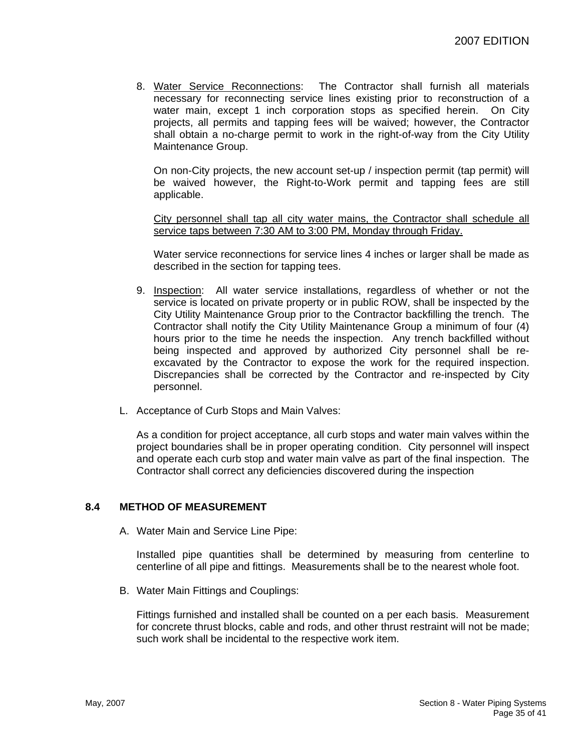8. <u>Water Service Reconnections</u>: The Contractor shall furnish all materials necessary for reconnecting service lines existing prior to reconstruction of a water main, except 1 inch corporation stops as specified herein. On City projects, all permits and tapping fees will be waived; however, the Contractor shall obtain a no-charge permit to work in the right-of-way from the City Utility Maintenance Group.

   On non-City projects, the new account set-up / inspection permit (tap permit) will be waived however, the Right-to-Work permit and tapping fees are still applicable.

   <u>City personnel shall tap all city water mains, the Contractor shall schedule all service taps between 7:30 AM to 3:00 PM, Monday through Friday.</u>

   Water service reconnections for service lines 4 inches or larger shall be made as described in the section for tapping tees.

9. <u>Inspection</u>: All water service installations, regardless of whether or not the service is located on private property or in public ROW, shall be inspected by the City Utility Maintenance Group prior to the Contractor backfilling the trench. The Contractor shall notify the City Utility Maintenance Group a minimum of four (4) hours prior to the time he needs the inspection. Any trench backfilled without being inspected and approved by authorized City personnel shall be re-excavated by the Contractor to expose the work for the required inspection. Discrepancies shall be corrected by the Contractor and re-inspected by City personnel.

L. Acceptance of Curb Stops and Main Valves:

   As a condition for project acceptance, all curb stops and water main valves within the project boundaries shall be in proper operating condition. City personnel will inspect and operate each curb stop and water main valve as part of the final inspection. The Contractor shall correct any deficiencies discovered during the inspection

## 8.4 METHOD OF MEASUREMENT

A. Water Main and Service Line Pipe:

   Installed pipe quantities shall be determined by measuring from centerline to centerline of all pipe and fittings. Measurements shall be to the nearest whole foot.

B. Water Main Fittings and Couplings:

   Fittings furnished and installed shall be counted on a per each basis. Measurement for concrete thrust blocks, cable and rods, and other thrust restraint will not be made; such work shall be incidental to the respective work item.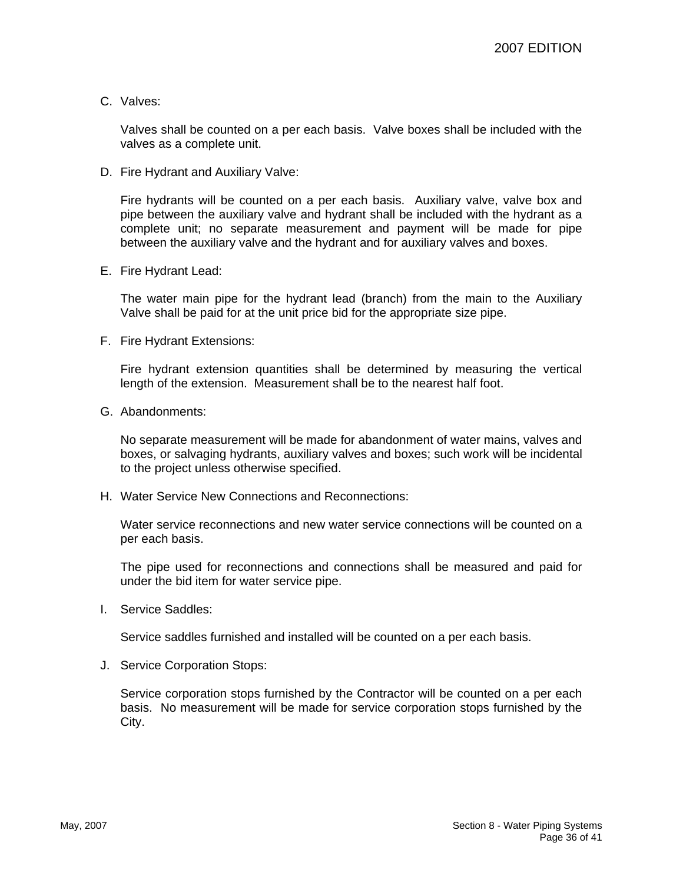C. Valves:

Valves shall be counted on a per each basis. Valve boxes shall be included with the valves as a complete unit.

D. Fire Hydrant and Auxiliary Valve:

Fire hydrants will be counted on a per each basis. Auxiliary valve, valve box and pipe between the auxiliary valve and hydrant shall be included with the hydrant as a complete unit; no separate measurement and payment will be made for pipe between the auxiliary valve and the hydrant and for auxiliary valves and boxes.

E. Fire Hydrant Lead:

The water main pipe for the hydrant lead (branch) from the main to the Auxiliary Valve shall be paid for at the unit price bid for the appropriate size pipe.

F. Fire Hydrant Extensions:

Fire hydrant extension quantities shall be determined by measuring the vertical length of the extension. Measurement shall be to the nearest half foot.

G. Abandonments:

No separate measurement will be made for abandonment of water mains, valves and boxes, or salvaging hydrants, auxiliary valves and boxes; such work will be incidental to the project unless otherwise specified.

H. Water Service New Connections and Reconnections:

Water service reconnections and new water service connections will be counted on a per each basis.

The pipe used for reconnections and connections shall be measured and paid for under the bid item for water service pipe.

I. Service Saddles:

Service saddles furnished and installed will be counted on a per each basis.

J. Service Corporation Stops:

Service corporation stops furnished by the Contractor will be counted on a per each basis. No measurement will be made for service corporation stops furnished by the City.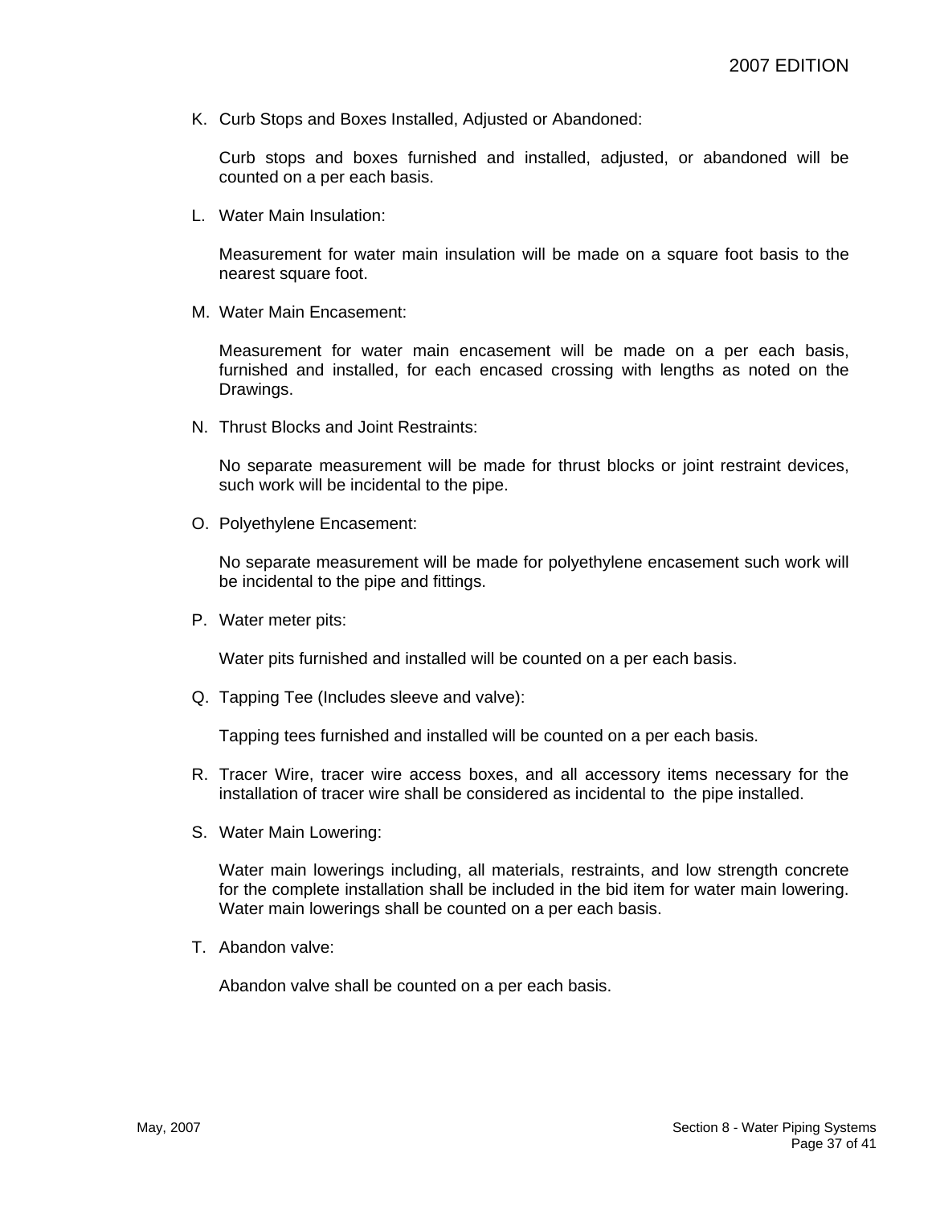K. Curb Stops and Boxes Installed, Adjusted or Abandoned:

   Curb stops and boxes furnished and installed, adjusted, or abandoned will be counted on a per each basis.

L. Water Main Insulation:

   Measurement for water main insulation will be made on a square foot basis to the nearest square foot.

M. Water Main Encasement:

   Measurement for water main encasement will be made on a per each basis, furnished and installed, for each encased crossing with lengths as noted on the Drawings.

N. Thrust Blocks and Joint Restraints:

   No separate measurement will be made for thrust blocks or joint restraint devices, such work will be incidental to the pipe.

O. Polyethylene Encasement:

   No separate measurement will be made for polyethylene encasement such work will be incidental to the pipe and fittings.

P. Water meter pits:

   Water pits furnished and installed will be counted on a per each basis.

Q. Tapping Tee (Includes sleeve and valve):

   Tapping tees furnished and installed will be counted on a per each basis.

R. Tracer Wire, tracer wire access boxes, and all accessory items necessary for the installation of tracer wire shall be considered as incidental to the pipe installed.

S. Water Main Lowering:

   Water main lowerings including, all materials, restraints, and low strength concrete for the complete installation shall be included in the bid item for water main lowering. Water main lowerings shall be counted on a per each basis.

T. Abandon valve:

   Abandon valve shall be counted on a per each basis.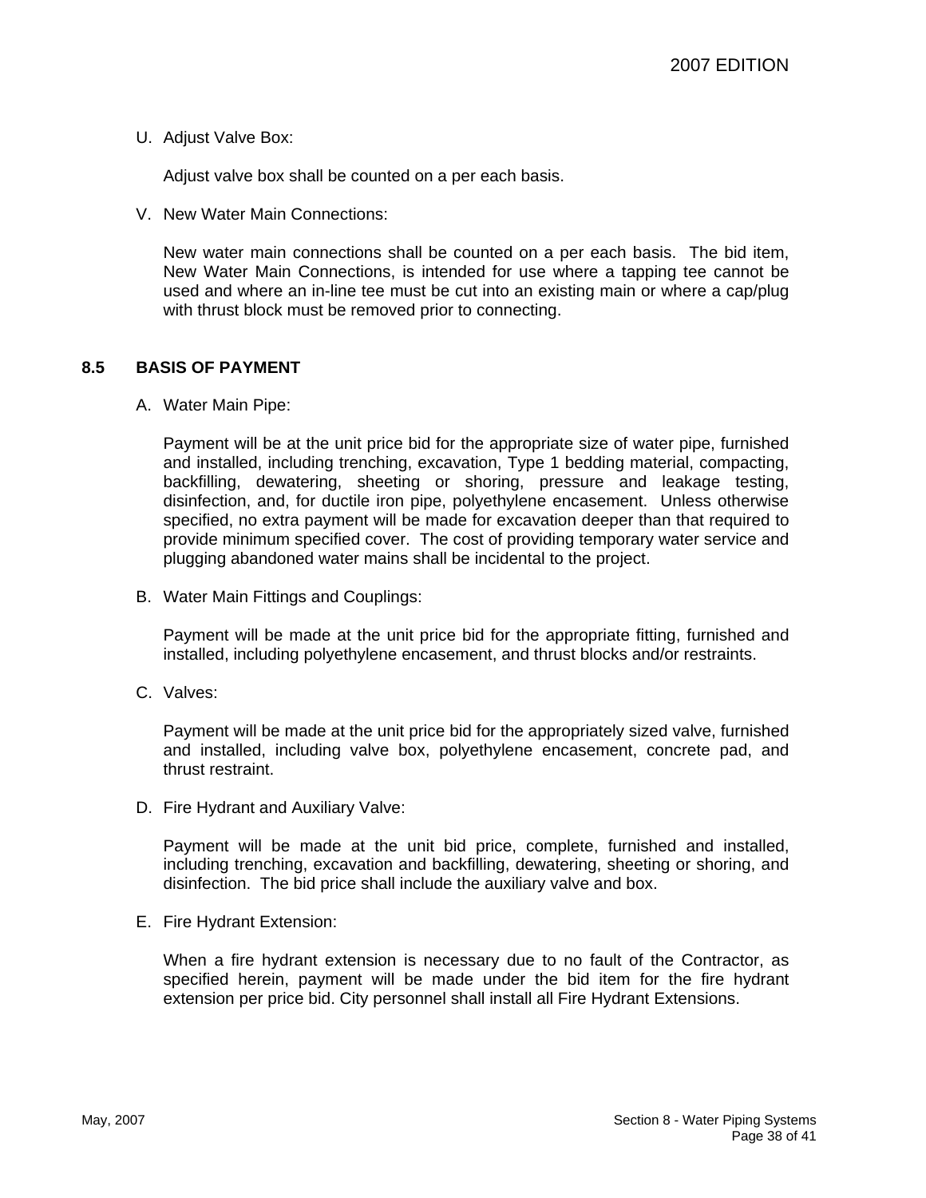U. Adjust Valve Box:

Adjust valve box shall be counted on a per each basis.

V. New Water Main Connections:

New water main connections shall be counted on a per each basis. The bid item, New Water Main Connections, is intended for use where a tapping tee cannot be used and where an in-line tee must be cut into an existing main or where a cap/plug with thrust block must be removed prior to connecting.

## 8.5 BASIS OF PAYMENT

A. Water Main Pipe:

Payment will be at the unit price bid for the appropriate size of water pipe, furnished and installed, including trenching, excavation, Type 1 bedding material, compacting, backfilling, dewatering, sheeting or shoring, pressure and leakage testing, disinfection, and, for ductile iron pipe, polyethylene encasement. Unless otherwise specified, no extra payment will be made for excavation deeper than that required to provide minimum specified cover. The cost of providing temporary water service and plugging abandoned water mains shall be incidental to the project.

B. Water Main Fittings and Couplings:

Payment will be made at the unit price bid for the appropriate fitting, furnished and installed, including polyethylene encasement, and thrust blocks and/or restraints.

C. Valves:

Payment will be made at the unit price bid for the appropriately sized valve, furnished and installed, including valve box, polyethylene encasement, concrete pad, and thrust restraint.

D. Fire Hydrant and Auxiliary Valve:

Payment will be made at the unit bid price, complete, furnished and installed, including trenching, excavation and backfilling, dewatering, sheeting or shoring, and disinfection. The bid price shall include the auxiliary valve and box.

E. Fire Hydrant Extension:

When a fire hydrant extension is necessary due to no fault of the Contractor, as specified herein, payment will be made under the bid item for the fire hydrant extension per price bid. City personnel shall install all Fire Hydrant Extensions.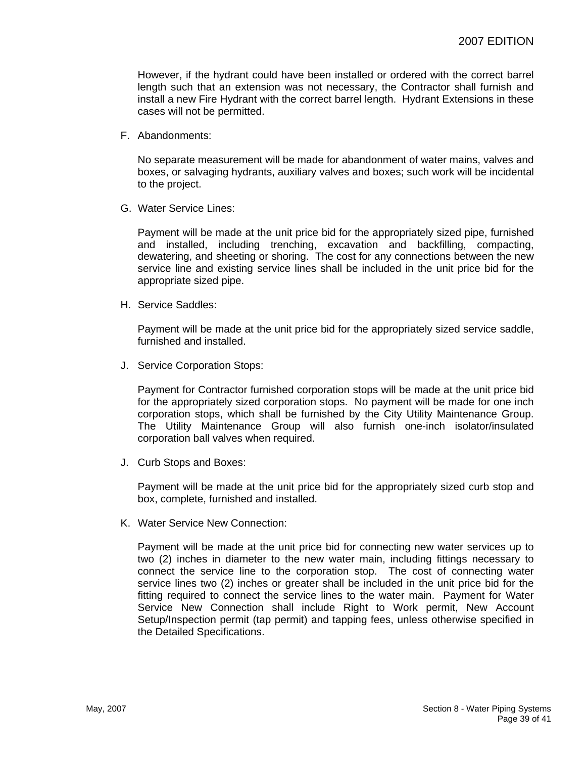However, if the hydrant could have been installed or ordered with the correct barrel length such that an extension was not necessary, the Contractor shall furnish and install a new Fire Hydrant with the correct barrel length. Hydrant Extensions in these cases will not be permitted.

F. Abandonments:

No separate measurement will be made for abandonment of water mains, valves and boxes, or salvaging hydrants, auxiliary valves and boxes; such work will be incidental to the project.

G. Water Service Lines:

Payment will be made at the unit price bid for the appropriately sized pipe, furnished and installed, including trenching, excavation and backfilling, compacting, dewatering, and sheeting or shoring. The cost for any connections between the new service line and existing service lines shall be included in the unit price bid for the appropriate sized pipe.

H. Service Saddles:

Payment will be made at the unit price bid for the appropriately sized service saddle, furnished and installed.

J. Service Corporation Stops:

Payment for Contractor furnished corporation stops will be made at the unit price bid for the appropriately sized corporation stops. No payment will be made for one inch corporation stops, which shall be furnished by the City Utility Maintenance Group. The Utility Maintenance Group will also furnish one-inch isolator/insulated corporation ball valves when required.

J. Curb Stops and Boxes:

Payment will be made at the unit price bid for the appropriately sized curb stop and box, complete, furnished and installed.

K. Water Service New Connection:

Payment will be made at the unit price bid for connecting new water services up to two (2) inches in diameter to the new water main, including fittings necessary to connect the service line to the corporation stop. The cost of connecting water service lines two (2) inches or greater shall be included in the unit price bid for the fitting required to connect the service lines to the water main. Payment for Water Service New Connection shall include Right to Work permit, New Account Setup/Inspection permit (tap permit) and tapping fees, unless otherwise specified in the Detailed Specifications.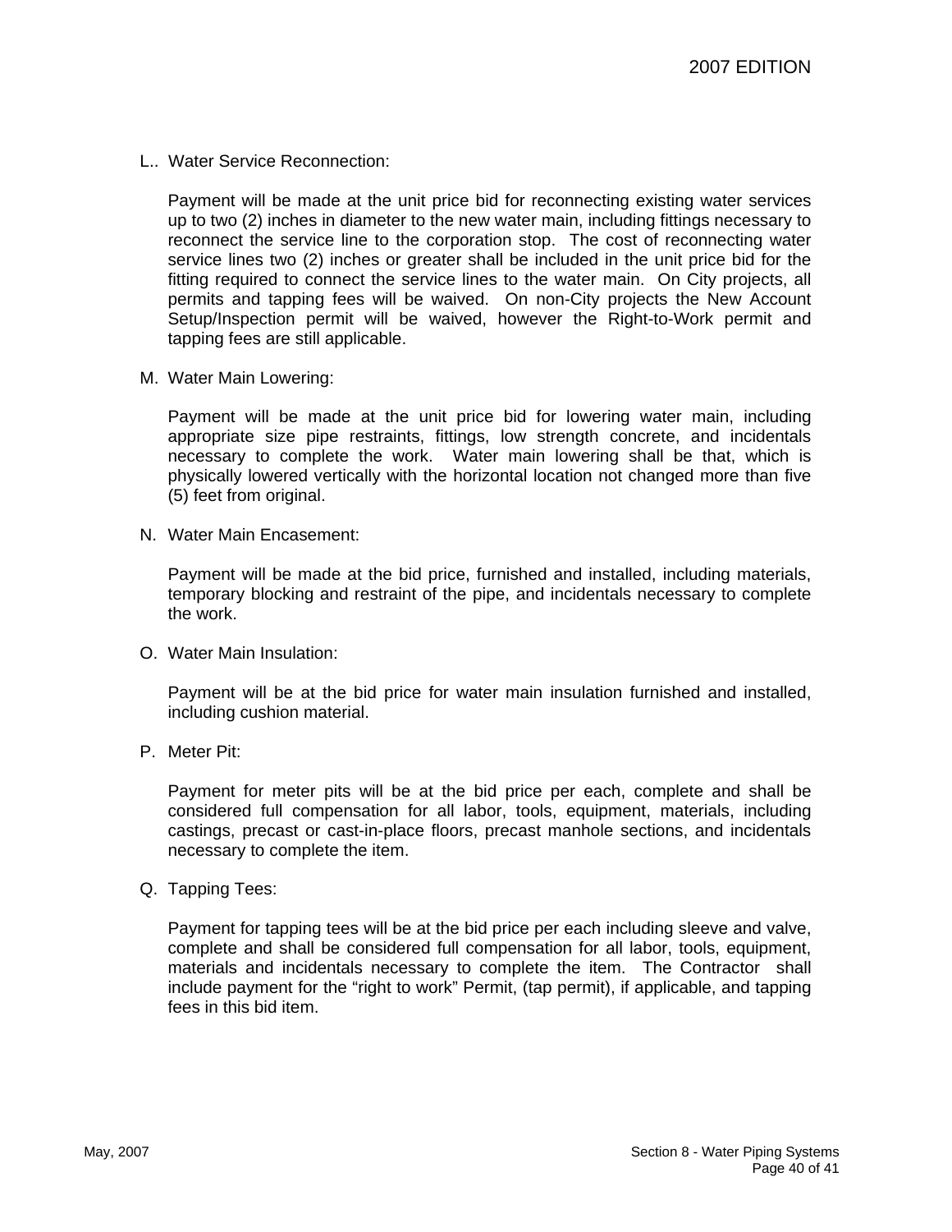L.. Water Service Reconnection:

Payment will be made at the unit price bid for reconnecting existing water services up to two (2) inches in diameter to the new water main, including fittings necessary to reconnect the service line to the corporation stop. The cost of reconnecting water service lines two (2) inches or greater shall be included in the unit price bid for the fitting required to connect the service lines to the water main. On City projects, all permits and tapping fees will be waived. On non-City projects the New Account Setup/Inspection permit will be waived, however the Right-to-Work permit and tapping fees are still applicable.

M. Water Main Lowering:

Payment will be made at the unit price bid for lowering water main, including appropriate size pipe restraints, fittings, low strength concrete, and incidentals necessary to complete the work. Water main lowering shall be that, which is physically lowered vertically with the horizontal location not changed more than five (5) feet from original.

N. Water Main Encasement:

Payment will be made at the bid price, furnished and installed, including materials, temporary blocking and restraint of the pipe, and incidentals necessary to complete the work.

O. Water Main Insulation:

Payment will be at the bid price for water main insulation furnished and installed, including cushion material.

P. Meter Pit:

Payment for meter pits will be at the bid price per each, complete and shall be considered full compensation for all labor, tools, equipment, materials, including castings, precast or cast-in-place floors, precast manhole sections, and incidentals necessary to complete the item.

Q. Tapping Tees:

Payment for tapping tees will be at the bid price per each including sleeve and valve, complete and shall be considered full compensation for all labor, tools, equipment, materials and incidentals necessary to complete the item. The Contractor shall include payment for the "right to work" Permit, (tap permit), if applicable, and tapping fees in this bid item.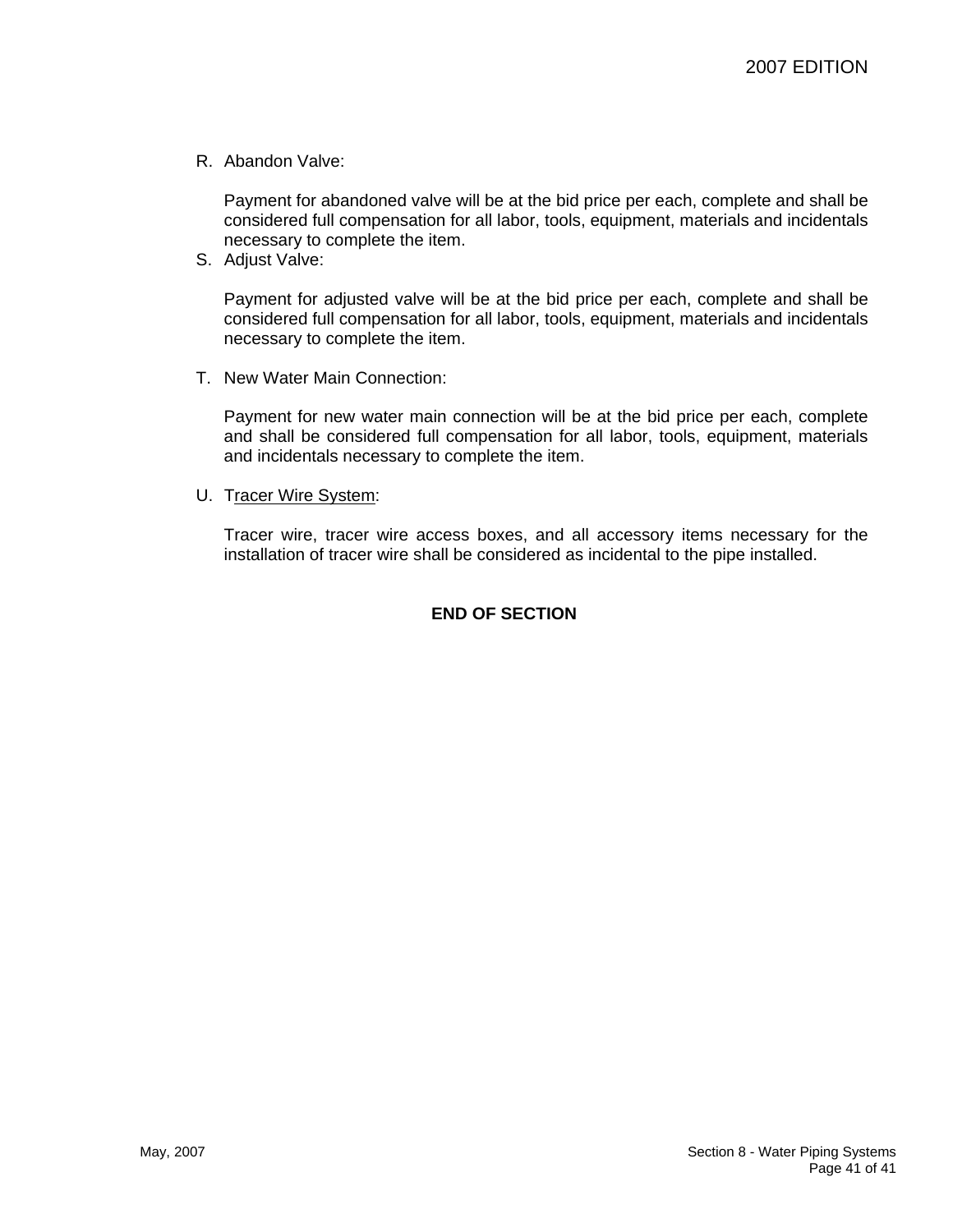R. Abandon Valve:

   Payment for abandoned valve will be at the bid price per each, complete and shall be considered full compensation for all labor, tools, equipment, materials and incidentals necessary to complete the item.

S. Adjust Valve:

   Payment for adjusted valve will be at the bid price per each, complete and shall be considered full compensation for all labor, tools, equipment, materials and incidentals necessary to complete the item.

T. New Water Main Connection:

   Payment for new water main connection will be at the bid price per each, complete and shall be considered full compensation for all labor, tools, equipment, materials and incidentals necessary to complete the item.

U. Tracer Wire System:

   Tracer wire, tracer wire access boxes, and all accessory items necessary for the installation of tracer wire shall be considered as incidental to the pipe installed.

**END OF SECTION**